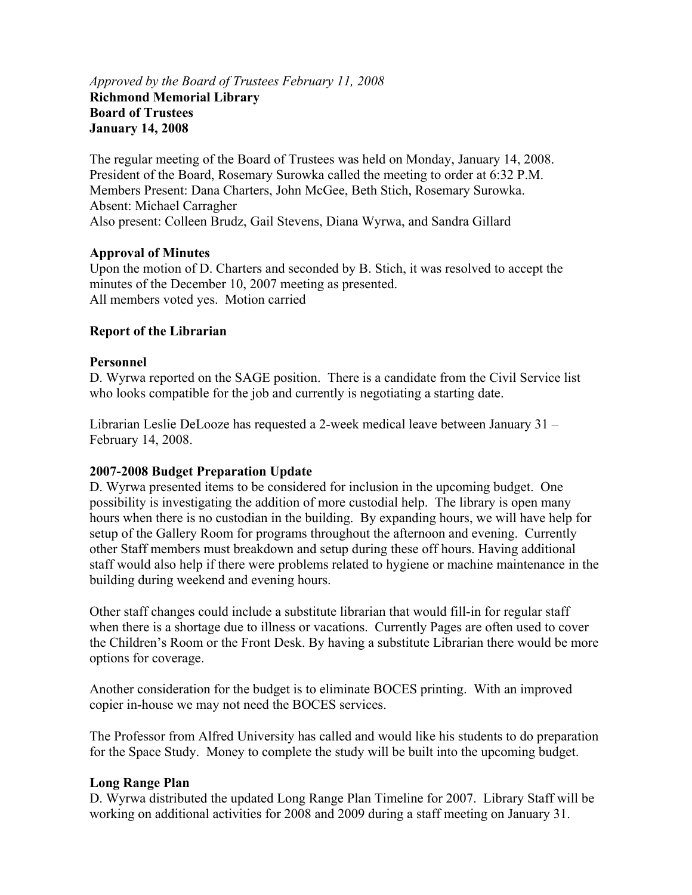*Approved by the Board of Trustees February 11, 2008*

**Richmond Memorial Library**
**Board of Trustees**
**January 14, 2008**

The regular meeting of the Board of Trustees was held on Monday, January 14, 2008. President of the Board, Rosemary Surowka called the meeting to order at 6:32 P.M. Members Present: Dana Charters, John McGee, Beth Stich, Rosemary Surowka. Absent: Michael Carragher
Also present: Colleen Brudz, Gail Stevens, Diana Wyrwa, and Sandra Gillard

**Approval of Minutes**

Upon the motion of D. Charters and seconded by B. Stich, it was resolved to accept the minutes of the December 10, 2007 meeting as presented.
All members voted yes. Motion carried

**Report of the Librarian**

**Personnel**

D. Wyrwa reported on the SAGE position. There is a candidate from the Civil Service list who looks compatible for the job and currently is negotiating a starting date.

Librarian Leslie DeLooze has requested a 2-week medical leave between January 31 – February 14, 2008.

**2007-2008 Budget Preparation Update**

D. Wyrwa presented items to be considered for inclusion in the upcoming budget. One possibility is investigating the addition of more custodial help. The library is open many hours when there is no custodian in the building. By expanding hours, we will have help for setup of the Gallery Room for programs throughout the afternoon and evening. Currently other Staff members must breakdown and setup during these off hours. Having additional staff would also help if there were problems related to hygiene or machine maintenance in the building during weekend and evening hours.

Other staff changes could include a substitute librarian that would fill-in for regular staff when there is a shortage due to illness or vacations. Currently Pages are often used to cover the Children's Room or the Front Desk. By having a substitute Librarian there would be more options for coverage.

Another consideration for the budget is to eliminate BOCES printing. With an improved copier in-house we may not need the BOCES services.

The Professor from Alfred University has called and would like his students to do preparation for the Space Study. Money to complete the study will be built into the upcoming budget.

**Long Range Plan**

D. Wyrwa distributed the updated Long Range Plan Timeline for 2007. Library Staff will be working on additional activities for 2008 and 2009 during a staff meeting on January 31.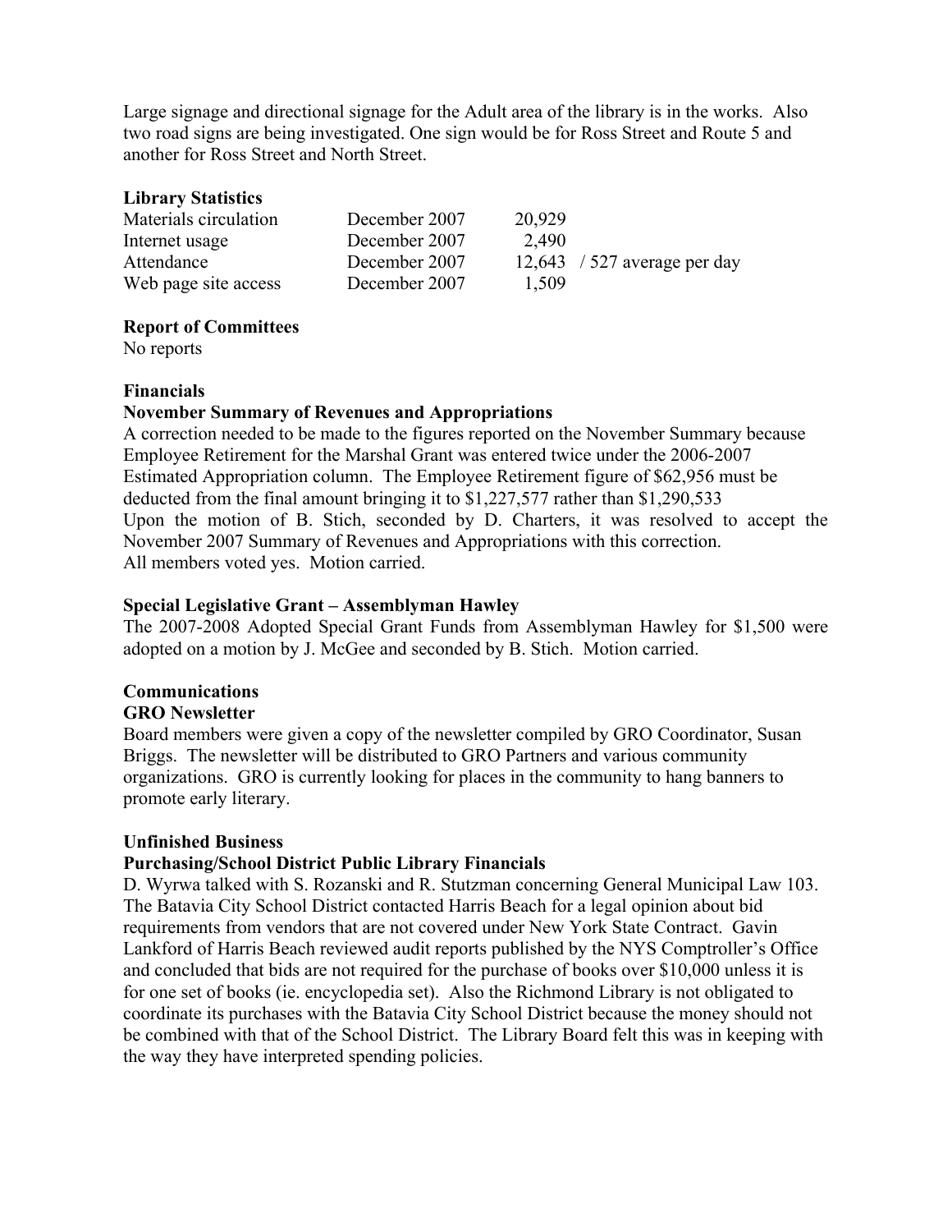Large signage and directional signage for the Adult area of the library is in the works. Also two road signs are being investigated. One sign would be for Ross Street and Route 5 and another for Ross Street and North Street.

**Library Statistics**

| | | | |
|---|---|---|---|
| Materials circulation | December 2007 | 20,929 | |
| Internet usage | December 2007 | 2,490 | |
| Attendance | December 2007 | 12,643 | / 527 average per day |
| Web page site access | December 2007 | 1,509 | |

**Report of Committees**

No reports

**Financials**

**November Summary of Revenues and Appropriations**

A correction needed to be made to the figures reported on the November Summary because Employee Retirement for the Marshal Grant was entered twice under the 2006-2007 Estimated Appropriation column. The Employee Retirement figure of $62,956 must be deducted from the final amount bringing it to $1,227,577 rather than $1,290,533

Upon the motion of B. Stich, seconded by D. Charters, it was resolved to accept the November 2007 Summary of Revenues and Appropriations with this correction.

All members voted yes. Motion carried.

**Special Legislative Grant – Assemblyman Hawley**

The 2007-2008 Adopted Special Grant Funds from Assemblyman Hawley for $1,500 were adopted on a motion by J. McGee and seconded by B. Stich. Motion carried.

**Communications**

**GRO Newsletter**

Board members were given a copy of the newsletter compiled by GRO Coordinator, Susan Briggs. The newsletter will be distributed to GRO Partners and various community organizations. GRO is currently looking for places in the community to hang banners to promote early literary.

**Unfinished Business**

**Purchasing/School District Public Library Financials**

D. Wyrwa talked with S. Rozanski and R. Stutzman concerning General Municipal Law 103. The Batavia City School District contacted Harris Beach for a legal opinion about bid requirements from vendors that are not covered under New York State Contract. Gavin Lankford of Harris Beach reviewed audit reports published by the NYS Comptroller's Office and concluded that bids are not required for the purchase of books over $10,000 unless it is for one set of books (ie. encyclopedia set). Also the Richmond Library is not obligated to coordinate its purchases with the Batavia City School District because the money should not be combined with that of the School District. The Library Board felt this was in keeping with the way they have interpreted spending policies.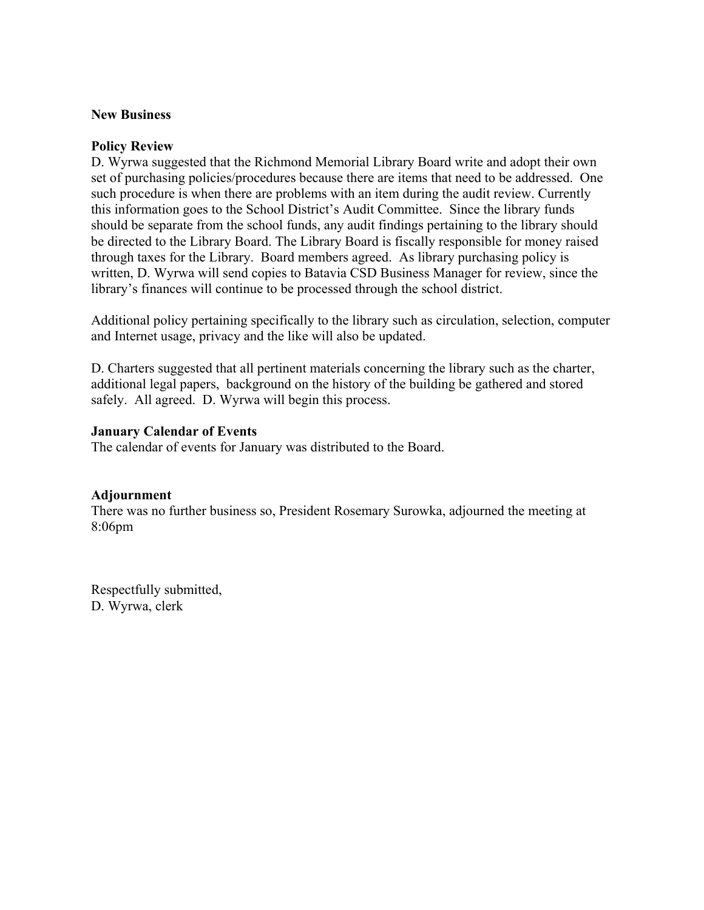**New Business**

**Policy Review**

D. Wyrwa suggested that the Richmond Memorial Library Board write and adopt their own set of purchasing policies/procedures because there are items that need to be addressed. One such procedure is when there are problems with an item during the audit review. Currently this information goes to the School District's Audit Committee. Since the library funds should be separate from the school funds, any audit findings pertaining to the library should be directed to the Library Board. The Library Board is fiscally responsible for money raised through taxes for the Library. Board members agreed. As library purchasing policy is written, D. Wyrwa will send copies to Batavia CSD Business Manager for review, since the library's finances will continue to be processed through the school district.

Additional policy pertaining specifically to the library such as circulation, selection, computer and Internet usage, privacy and the like will also be updated.

D. Charters suggested that all pertinent materials concerning the library such as the charter, additional legal papers, background on the history of the building be gathered and stored safely. All agreed. D. Wyrwa will begin this process.

**January Calendar of Events**

The calendar of events for January was distributed to the Board.

**Adjournment**

There was no further business so, President Rosemary Surowka, adjourned the meeting at 8:06pm

Respectfully submitted,
D. Wyrwa, clerk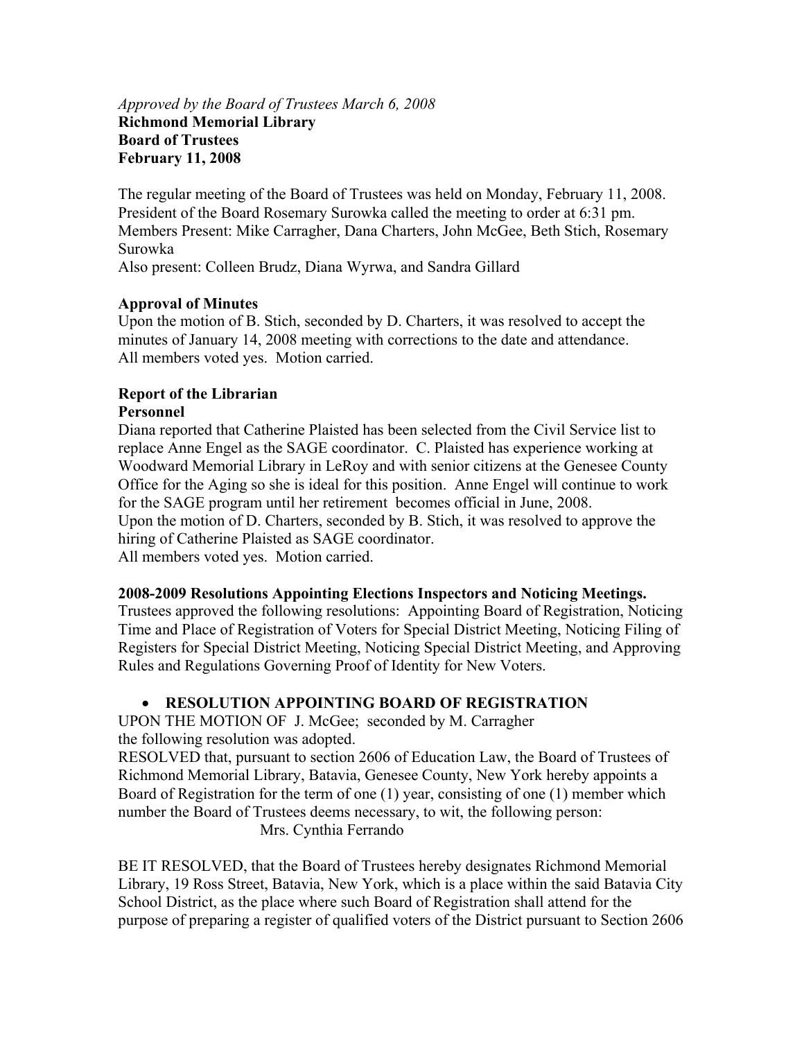*Approved by the Board of Trustees March 6, 2008*
**Richmond Memorial Library**
**Board of Trustees**
**February 11, 2008**

The regular meeting of the Board of Trustees was held on Monday, February 11, 2008. President of the Board Rosemary Surowka called the meeting to order at 6:31 pm.
Members Present: Mike Carragher, Dana Charters, John McGee, Beth Stich, Rosemary Surowka
Also present: Colleen Brudz, Diana Wyrwa, and Sandra Gillard

**Approval of Minutes**
Upon the motion of B. Stich, seconded by D. Charters, it was resolved to accept the minutes of January 14, 2008 meeting with corrections to the date and attendance.
All members voted yes. Motion carried.

**Report of the Librarian**
**Personnel**
Diana reported that Catherine Plaisted has been selected from the Civil Service list to replace Anne Engel as the SAGE coordinator. C. Plaisted has experience working at Woodward Memorial Library in LeRoy and with senior citizens at the Genesee County Office for the Aging so she is ideal for this position. Anne Engel will continue to work for the SAGE program until her retirement becomes official in June, 2008.
Upon the motion of D. Charters, seconded by B. Stich, it was resolved to approve the hiring of Catherine Plaisted as SAGE coordinator.
All members voted yes. Motion carried.

**2008-2009 Resolutions Appointing Elections Inspectors and Noticing Meetings.**
Trustees approved the following resolutions: Appointing Board of Registration, Noticing Time and Place of Registration of Voters for Special District Meeting, Noticing Filing of Registers for Special District Meeting, Noticing Special District Meeting, and Approving Rules and Regulations Governing Proof of Identity for New Voters.

- **RESOLUTION APPOINTING BOARD OF REGISTRATION**

UPON THE MOTION OF J. McGee; seconded by M. Carragher
the following resolution was adopted.
RESOLVED that, pursuant to section 2606 of Education Law, the Board of Trustees of Richmond Memorial Library, Batavia, Genesee County, New York hereby appoints a Board of Registration for the term of one (1) year, consisting of one (1) member which number the Board of Trustees deems necessary, to wit, the following person:
Mrs. Cynthia Ferrando

BE IT RESOLVED, that the Board of Trustees hereby designates Richmond Memorial Library, 19 Ross Street, Batavia, New York, which is a place within the said Batavia City School District, as the place where such Board of Registration shall attend for the purpose of preparing a register of qualified voters of the District pursuant to Section 2606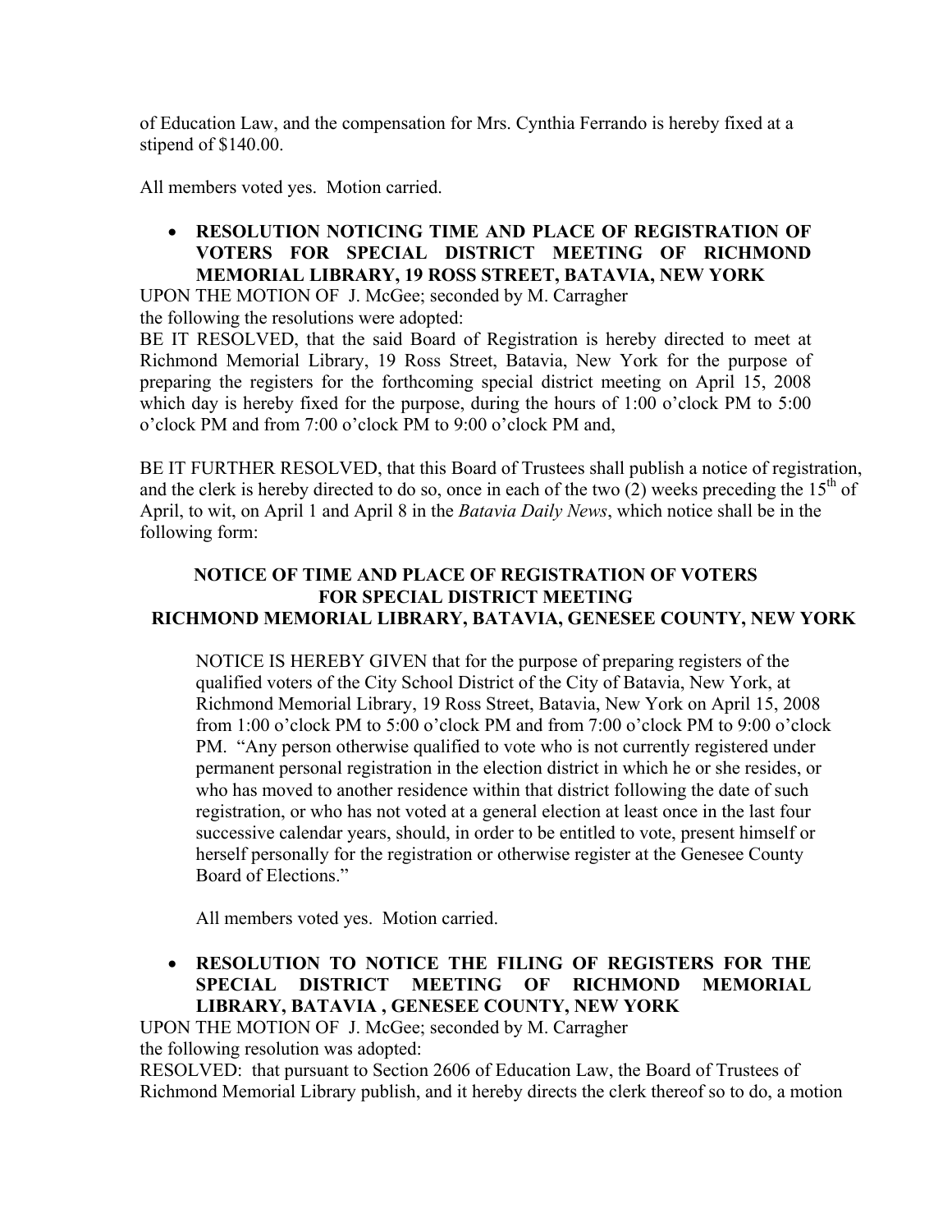of Education Law, and the compensation for Mrs. Cynthia Ferrando is hereby fixed at a stipend of $140.00.

All members voted yes. Motion carried.

- **RESOLUTION NOTICING TIME AND PLACE OF REGISTRATION OF VOTERS FOR SPECIAL DISTRICT MEETING OF RICHMOND MEMORIAL LIBRARY, 19 ROSS STREET, BATAVIA, NEW YORK**

UPON THE MOTION OF J. McGee; seconded by M. Carragher
the following the resolutions were adopted:
BE IT RESOLVED, that the said Board of Registration is hereby directed to meet at Richmond Memorial Library, 19 Ross Street, Batavia, New York for the purpose of preparing the registers for the forthcoming special district meeting on April 15, 2008 which day is hereby fixed for the purpose, during the hours of 1:00 o'clock PM to 5:00 o'clock PM and from 7:00 o'clock PM to 9:00 o'clock PM and,

BE IT FURTHER RESOLVED, that this Board of Trustees shall publish a notice of registration, and the clerk is hereby directed to do so, once in each of the two (2) weeks preceding the 15th of April, to wit, on April 1 and April 8 in the *Batavia Daily News*, which notice shall be in the following form:

**NOTICE OF TIME AND PLACE OF REGISTRATION OF VOTERS FOR SPECIAL DISTRICT MEETING RICHMOND MEMORIAL LIBRARY, BATAVIA, GENESEE COUNTY, NEW YORK**

> NOTICE IS HEREBY GIVEN that for the purpose of preparing registers of the qualified voters of the City School District of the City of Batavia, New York, at Richmond Memorial Library, 19 Ross Street, Batavia, New York on April 15, 2008 from 1:00 o'clock PM to 5:00 o'clock PM and from 7:00 o'clock PM to 9:00 o'clock PM. "Any person otherwise qualified to vote who is not currently registered under permanent personal registration in the election district in which he or she resides, or who has moved to another residence within that district following the date of such registration, or who has not voted at a general election at least once in the last four successive calendar years, should, in order to be entitled to vote, present himself or herself personally for the registration or otherwise register at the Genesee County Board of Elections."
>
> All members voted yes. Motion carried.

- **RESOLUTION TO NOTICE THE FILING OF REGISTERS FOR THE SPECIAL DISTRICT MEETING OF RICHMOND MEMORIAL LIBRARY, BATAVIA , GENESEE COUNTY, NEW YORK**

UPON THE MOTION OF J. McGee; seconded by M. Carragher
the following resolution was adopted:
RESOLVED: that pursuant to Section 2606 of Education Law, the Board of Trustees of Richmond Memorial Library publish, and it hereby directs the clerk thereof so to do, a motion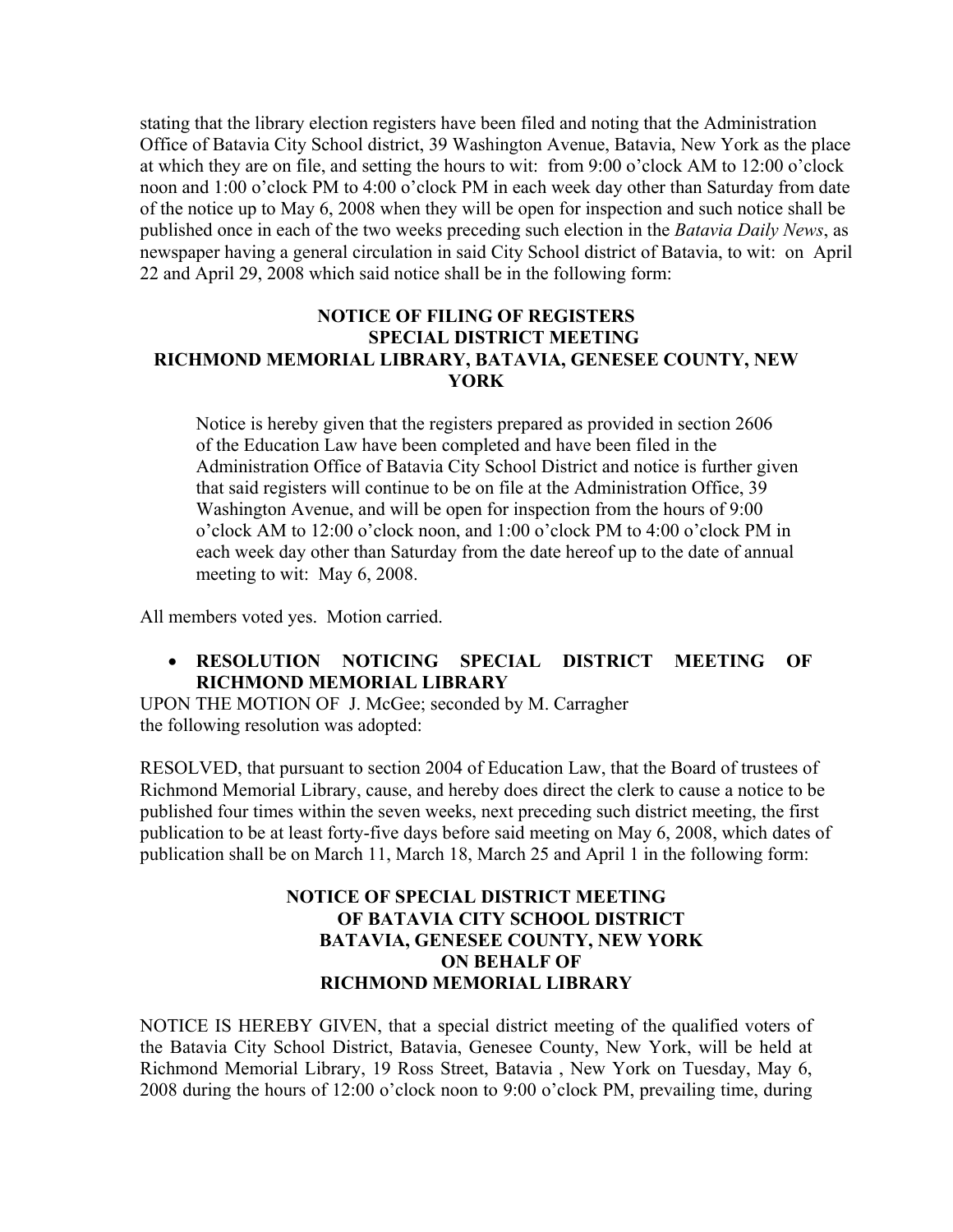stating that the library election registers have been filed and noting that the Administration Office of Batavia City School district, 39 Washington Avenue, Batavia, New York as the place at which they are on file, and setting the hours to wit: from 9:00 o'clock AM to 12:00 o'clock noon and 1:00 o'clock PM to 4:00 o'clock PM in each week day other than Saturday from date of the notice up to May 6, 2008 when they will be open for inspection and such notice shall be published once in each of the two weeks preceding such election in the *Batavia Daily News*, as newspaper having a general circulation in said City School district of Batavia, to wit: on April 22 and April 29, 2008 which said notice shall be in the following form:

**NOTICE OF FILING OF REGISTERS**
**SPECIAL DISTRICT MEETING**
**RICHMOND MEMORIAL LIBRARY, BATAVIA, GENESEE COUNTY, NEW YORK**

> Notice is hereby given that the registers prepared as provided in section 2606 of the Education Law have been completed and have been filed in the Administration Office of Batavia City School District and notice is further given that said registers will continue to be on file at the Administration Office, 39 Washington Avenue, and will be open for inspection from the hours of 9:00 o'clock AM to 12:00 o'clock noon, and 1:00 o'clock PM to 4:00 o'clock PM in each week day other than Saturday from the date hereof up to the date of annual meeting to wit: May 6, 2008.

All members voted yes. Motion carried.

- **RESOLUTION NOTICING SPECIAL DISTRICT MEETING OF RICHMOND MEMORIAL LIBRARY**

UPON THE MOTION OF J. McGee; seconded by M. Carragher
the following resolution was adopted:

RESOLVED, that pursuant to section 2004 of Education Law, that the Board of trustees of Richmond Memorial Library, cause, and hereby does direct the clerk to cause a notice to be published four times within the seven weeks, next preceding such district meeting, the first publication to be at least forty-five days before said meeting on May 6, 2008, which dates of publication shall be on March 11, March 18, March 25 and April 1 in the following form:

**NOTICE OF SPECIAL DISTRICT MEETING**
**OF BATAVIA CITY SCHOOL DISTRICT**
**BATAVIA, GENESEE COUNTY, NEW YORK**
**ON BEHALF OF**
**RICHMOND MEMORIAL LIBRARY**

NOTICE IS HEREBY GIVEN, that a special district meeting of the qualified voters of the Batavia City School District, Batavia, Genesee County, New York, will be held at Richmond Memorial Library, 19 Ross Street, Batavia , New York on Tuesday, May 6, 2008 during the hours of 12:00 o'clock noon to 9:00 o'clock PM, prevailing time, during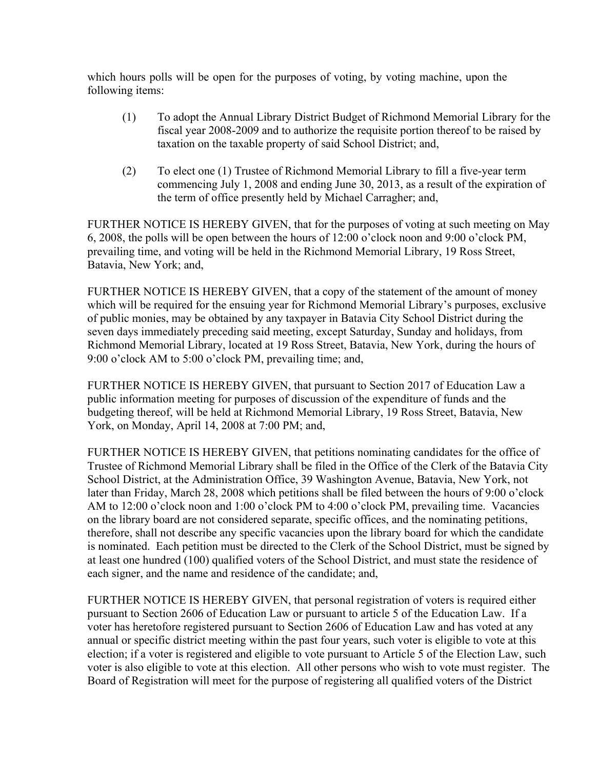which hours polls will be open for the purposes of voting, by voting machine, upon the following items:

(1) To adopt the Annual Library District Budget of Richmond Memorial Library for the fiscal year 2008-2009 and to authorize the requisite portion thereof to be raised by taxation on the taxable property of said School District; and,

(2) To elect one (1) Trustee of Richmond Memorial Library to fill a five-year term commencing July 1, 2008 and ending June 30, 2013, as a result of the expiration of the term of office presently held by Michael Carragher; and,

FURTHER NOTICE IS HEREBY GIVEN, that for the purposes of voting at such meeting on May 6, 2008, the polls will be open between the hours of 12:00 o'clock noon and 9:00 o'clock PM, prevailing time, and voting will be held in the Richmond Memorial Library, 19 Ross Street, Batavia, New York; and,

FURTHER NOTICE IS HEREBY GIVEN, that a copy of the statement of the amount of money which will be required for the ensuing year for Richmond Memorial Library's purposes, exclusive of public monies, may be obtained by any taxpayer in Batavia City School District during the seven days immediately preceding said meeting, except Saturday, Sunday and holidays, from Richmond Memorial Library, located at 19 Ross Street, Batavia, New York, during the hours of 9:00 o'clock AM to 5:00 o'clock PM, prevailing time; and,

FURTHER NOTICE IS HEREBY GIVEN, that pursuant to Section 2017 of Education Law a public information meeting for purposes of discussion of the expenditure of funds and the budgeting thereof, will be held at Richmond Memorial Library, 19 Ross Street, Batavia, New York, on Monday, April 14, 2008 at 7:00 PM; and,

FURTHER NOTICE IS HEREBY GIVEN, that petitions nominating candidates for the office of Trustee of Richmond Memorial Library shall be filed in the Office of the Clerk of the Batavia City School District, at the Administration Office, 39 Washington Avenue, Batavia, New York, not later than Friday, March 28, 2008 which petitions shall be filed between the hours of 9:00 o'clock AM to 12:00 o'clock noon and 1:00 o'clock PM to 4:00 o'clock PM, prevailing time. Vacancies on the library board are not considered separate, specific offices, and the nominating petitions, therefore, shall not describe any specific vacancies upon the library board for which the candidate is nominated. Each petition must be directed to the Clerk of the School District, must be signed by at least one hundred (100) qualified voters of the School District, and must state the residence of each signer, and the name and residence of the candidate; and,

FURTHER NOTICE IS HEREBY GIVEN, that personal registration of voters is required either pursuant to Section 2606 of Education Law or pursuant to article 5 of the Education Law. If a voter has heretofore registered pursuant to Section 2606 of Education Law and has voted at any annual or specific district meeting within the past four years, such voter is eligible to vote at this election; if a voter is registered and eligible to vote pursuant to Article 5 of the Election Law, such voter is also eligible to vote at this election. All other persons who wish to vote must register. The Board of Registration will meet for the purpose of registering all qualified voters of the District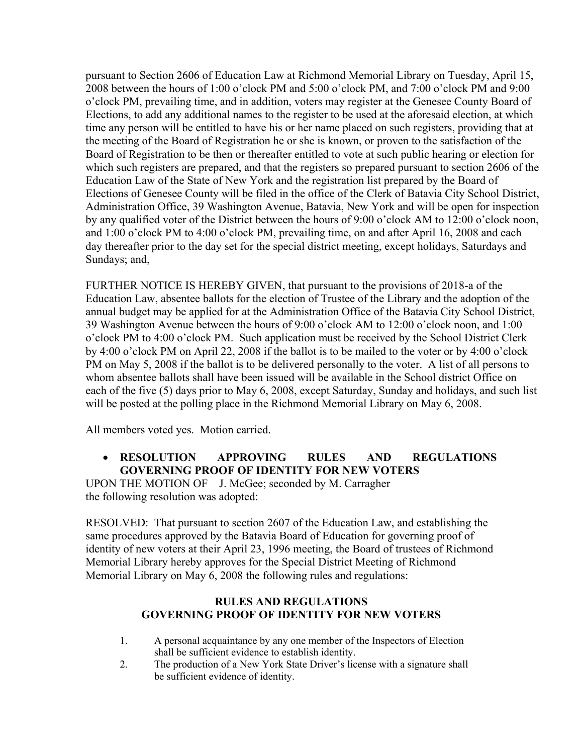pursuant to Section 2606 of Education Law at Richmond Memorial Library on Tuesday, April 15, 2008 between the hours of 1:00 o'clock PM and 5:00 o'clock PM, and 7:00 o'clock PM and 9:00 o'clock PM, prevailing time, and in addition, voters may register at the Genesee County Board of Elections, to add any additional names to the register to be used at the aforesaid election, at which time any person will be entitled to have his or her name placed on such registers, providing that at the meeting of the Board of Registration he or she is known, or proven to the satisfaction of the Board of Registration to be then or thereafter entitled to vote at such public hearing or election for which such registers are prepared, and that the registers so prepared pursuant to section 2606 of the Education Law of the State of New York and the registration list prepared by the Board of Elections of Genesee County will be filed in the office of the Clerk of Batavia City School District, Administration Office, 39 Washington Avenue, Batavia, New York and will be open for inspection by any qualified voter of the District between the hours of 9:00 o'clock AM to 12:00 o'clock noon, and 1:00 o'clock PM to 4:00 o'clock PM, prevailing time, on and after April 16, 2008 and each day thereafter prior to the day set for the special district meeting, except holidays, Saturdays and Sundays; and,

FURTHER NOTICE IS HEREBY GIVEN, that pursuant to the provisions of 2018-a of the Education Law, absentee ballots for the election of Trustee of the Library and the adoption of the annual budget may be applied for at the Administration Office of the Batavia City School District, 39 Washington Avenue between the hours of 9:00 o'clock AM to 12:00 o'clock noon, and 1:00 o'clock PM to 4:00 o'clock PM. Such application must be received by the School District Clerk by 4:00 o'clock PM on April 22, 2008 if the ballot is to be mailed to the voter or by 4:00 o'clock PM on May 5, 2008 if the ballot is to be delivered personally to the voter. A list of all persons to whom absentee ballots shall have been issued will be available in the School district Office on each of the five (5) days prior to May 6, 2008, except Saturday, Sunday and holidays, and such list will be posted at the polling place in the Richmond Memorial Library on May 6, 2008.

All members voted yes. Motion carried.

- **RESOLUTION APPROVING RULES AND REGULATIONS GOVERNING PROOF OF IDENTITY FOR NEW VOTERS**

UPON THE MOTION OF J. McGee; seconded by M. Carragher the following resolution was adopted:

RESOLVED: That pursuant to section 2607 of the Education Law, and establishing the same procedures approved by the Batavia Board of Education for governing proof of identity of new voters at their April 23, 1996 meeting, the Board of trustees of Richmond Memorial Library hereby approves for the Special District Meeting of Richmond Memorial Library on May 6, 2008 the following rules and regulations:

**RULES AND REGULATIONS**
**GOVERNING PROOF OF IDENTITY FOR NEW VOTERS**

1. A personal acquaintance by any one member of the Inspectors of Election shall be sufficient evidence to establish identity.
2. The production of a New York State Driver's license with a signature shall be sufficient evidence of identity.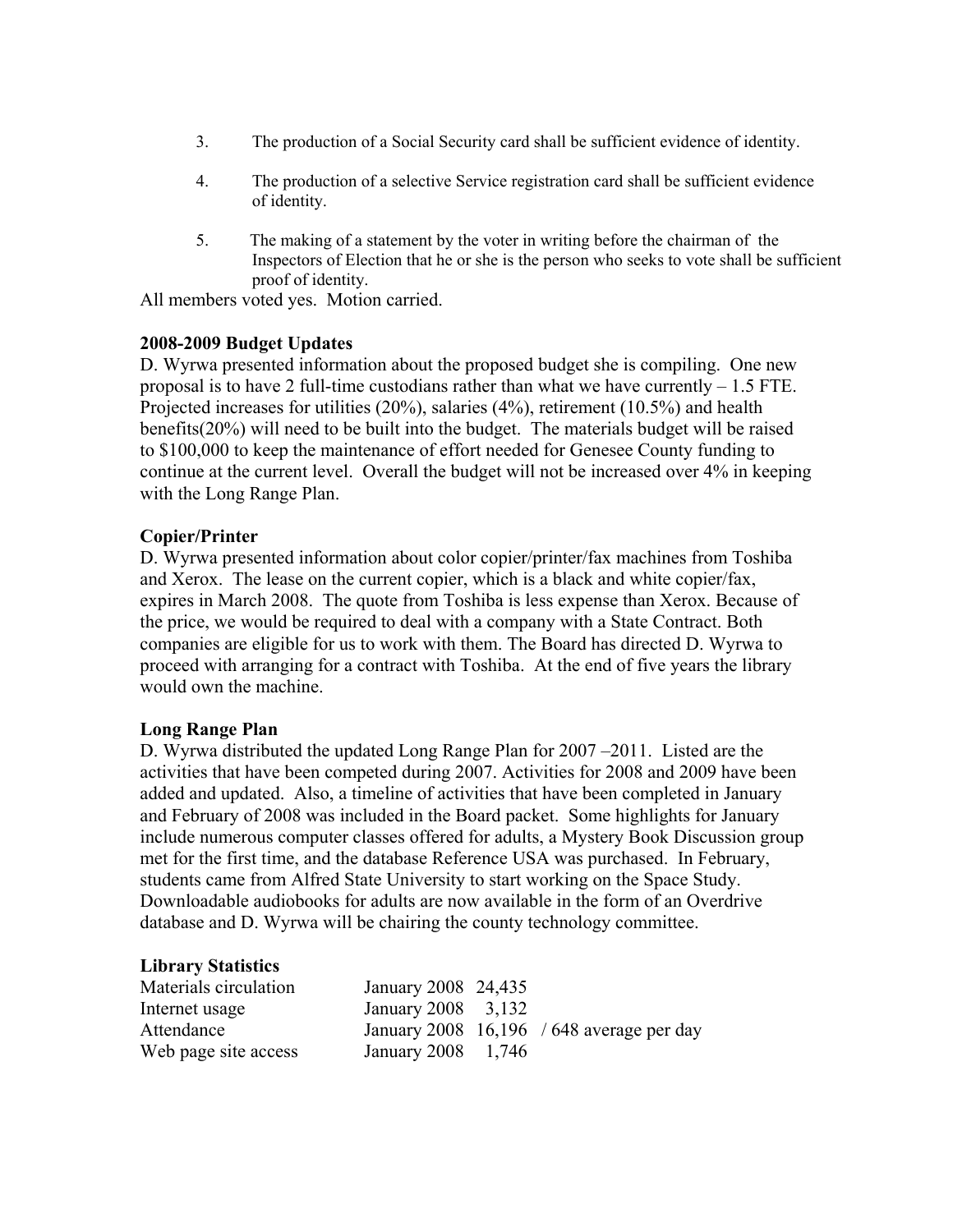3. The production of a Social Security card shall be sufficient evidence of identity.

4. The production of a selective Service registration card shall be sufficient evidence of identity.

5. The making of a statement by the voter in writing before the chairman of the Inspectors of Election that he or she is the person who seeks to vote shall be sufficient proof of identity.

All members voted yes. Motion carried.

**2008-2009 Budget Updates**

D. Wyrwa presented information about the proposed budget she is compiling. One new proposal is to have 2 full-time custodians rather than what we have currently – 1.5 FTE. Projected increases for utilities (20%), salaries (4%), retirement (10.5%) and health benefits(20%) will need to be built into the budget. The materials budget will be raised to $100,000 to keep the maintenance of effort needed for Genesee County funding to continue at the current level. Overall the budget will not be increased over 4% in keeping with the Long Range Plan.

**Copier/Printer**

D. Wyrwa presented information about color copier/printer/fax machines from Toshiba and Xerox. The lease on the current copier, which is a black and white copier/fax, expires in March 2008. The quote from Toshiba is less expense than Xerox. Because of the price, we would be required to deal with a company with a State Contract. Both companies are eligible for us to work with them. The Board has directed D. Wyrwa to proceed with arranging for a contract with Toshiba. At the end of five years the library would own the machine.

**Long Range Plan**

D. Wyrwa distributed the updated Long Range Plan for 2007 –2011. Listed are the activities that have been competed during 2007. Activities for 2008 and 2009 have been added and updated. Also, a timeline of activities that have been completed in January and February of 2008 was included in the Board packet. Some highlights for January include numerous computer classes offered for adults, a Mystery Book Discussion group met for the first time, and the database Reference USA was purchased. In February, students came from Alfred State University to start working on the Space Study. Downloadable audiobooks for adults are now available in the form of an Overdrive database and D. Wyrwa will be chairing the county technology committee.

**Library Statistics**

| | | | |
|---|---|---|---|
| Materials circulation | January 2008 | 24,435 | |
| Internet usage | January 2008 | 3,132 | |
| Attendance | January 2008 | 16,196 | / 648 average per day |
| Web page site access | January 2008 | 1,746 | |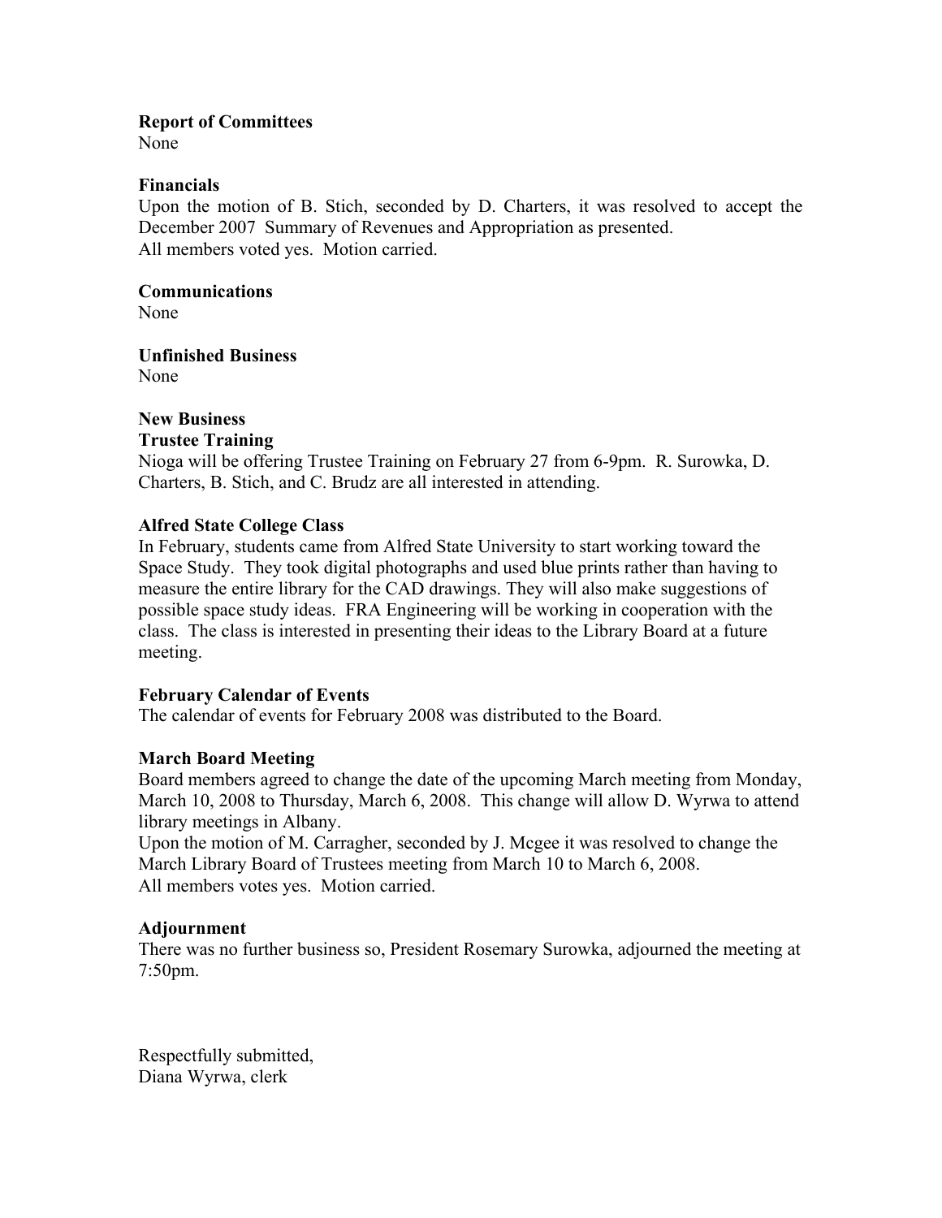**Report of Committees**
None

**Financials**
Upon the motion of B. Stich, seconded by D. Charters, it was resolved to accept the December 2007 Summary of Revenues and Appropriation as presented.
All members voted yes. Motion carried.

**Communications**
None

**Unfinished Business**
None

**New Business**
**Trustee Training**
Nioga will be offering Trustee Training on February 27 from 6-9pm. R. Surowka, D. Charters, B. Stich, and C. Brudz are all interested in attending.

**Alfred State College Class**
In February, students came from Alfred State University to start working toward the Space Study. They took digital photographs and used blue prints rather than having to measure the entire library for the CAD drawings. They will also make suggestions of possible space study ideas. FRA Engineering will be working in cooperation with the class. The class is interested in presenting their ideas to the Library Board at a future meeting.

**February Calendar of Events**
The calendar of events for February 2008 was distributed to the Board.

**March Board Meeting**
Board members agreed to change the date of the upcoming March meeting from Monday, March 10, 2008 to Thursday, March 6, 2008. This change will allow D. Wyrwa to attend library meetings in Albany.
Upon the motion of M. Carragher, seconded by J. Mcgee it was resolved to change the March Library Board of Trustees meeting from March 10 to March 6, 2008.
All members votes yes. Motion carried.

**Adjournment**
There was no further business so, President Rosemary Surowka, adjourned the meeting at 7:50pm.

Respectfully submitted,
Diana Wyrwa, clerk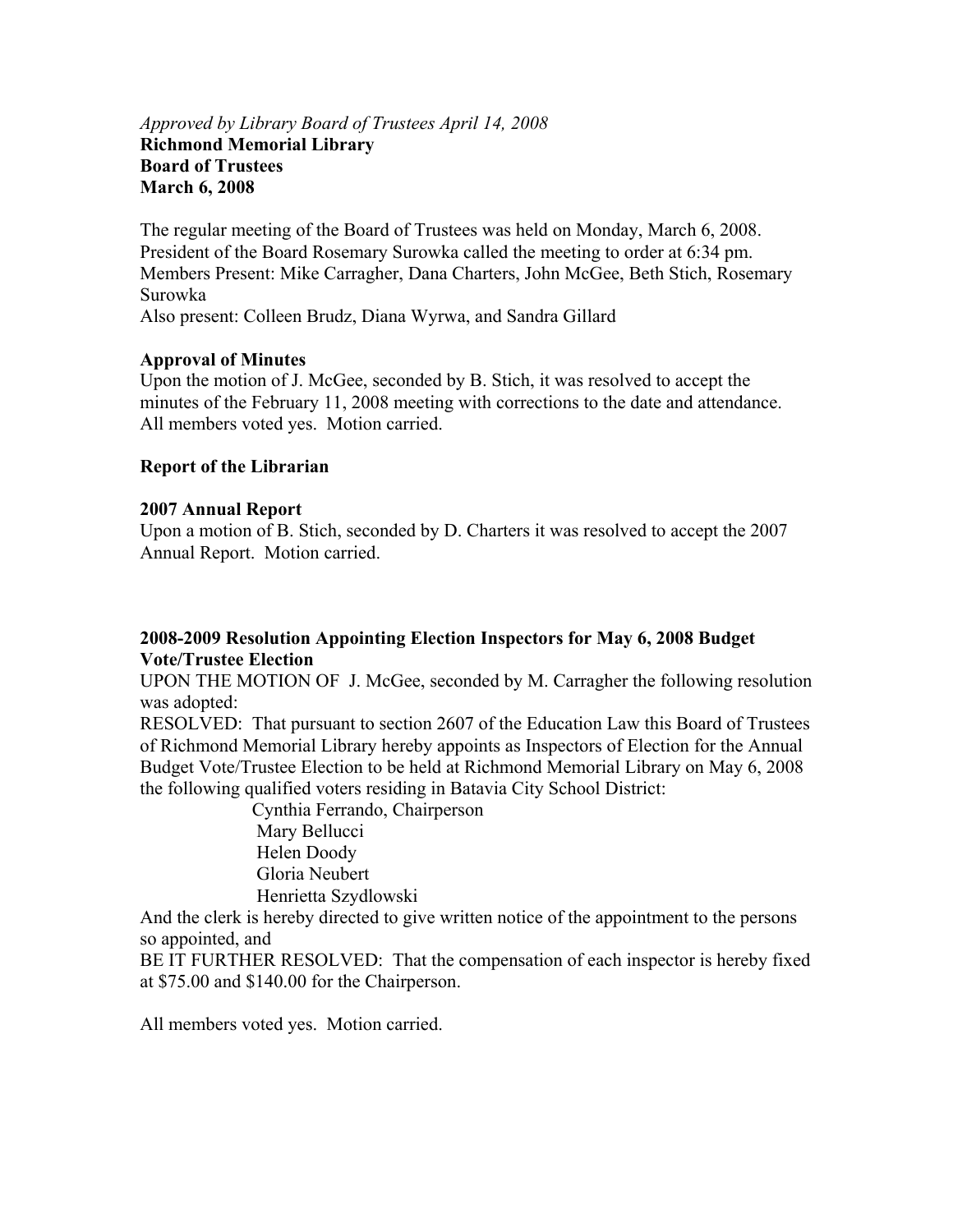*Approved by Library Board of Trustees April 14, 2008*

**Richmond Memorial Library**
**Board of Trustees**
**March 6, 2008**

The regular meeting of the Board of Trustees was held on Monday, March 6, 2008. President of the Board Rosemary Surowka called the meeting to order at 6:34 pm.
Members Present: Mike Carragher, Dana Charters, John McGee, Beth Stich, Rosemary Surowka
Also present: Colleen Brudz, Diana Wyrwa, and Sandra Gillard

**Approval of Minutes**

Upon the motion of J. McGee, seconded by B. Stich, it was resolved to accept the minutes of the February 11, 2008 meeting with corrections to the date and attendance. All members voted yes. Motion carried.

**Report of the Librarian**

**2007 Annual Report**

Upon a motion of B. Stich, seconded by D. Charters it was resolved to accept the 2007 Annual Report. Motion carried.

**2008-2009 Resolution Appointing Election Inspectors for May 6, 2008 Budget Vote/Trustee Election**

UPON THE MOTION OF J. McGee, seconded by M. Carragher the following resolution was adopted:

RESOLVED: That pursuant to section 2607 of the Education Law this Board of Trustees of Richmond Memorial Library hereby appoints as Inspectors of Election for the Annual Budget Vote/Trustee Election to be held at Richmond Memorial Library on May 6, 2008 the following qualified voters residing in Batavia City School District:

Cynthia Ferrando, Chairperson
Mary Bellucci
Helen Doody
Gloria Neubert
Henrietta Szydlowski

And the clerk is hereby directed to give written notice of the appointment to the persons so appointed, and

BE IT FURTHER RESOLVED: That the compensation of each inspector is hereby fixed at $75.00 and $140.00 for the Chairperson.

All members voted yes. Motion carried.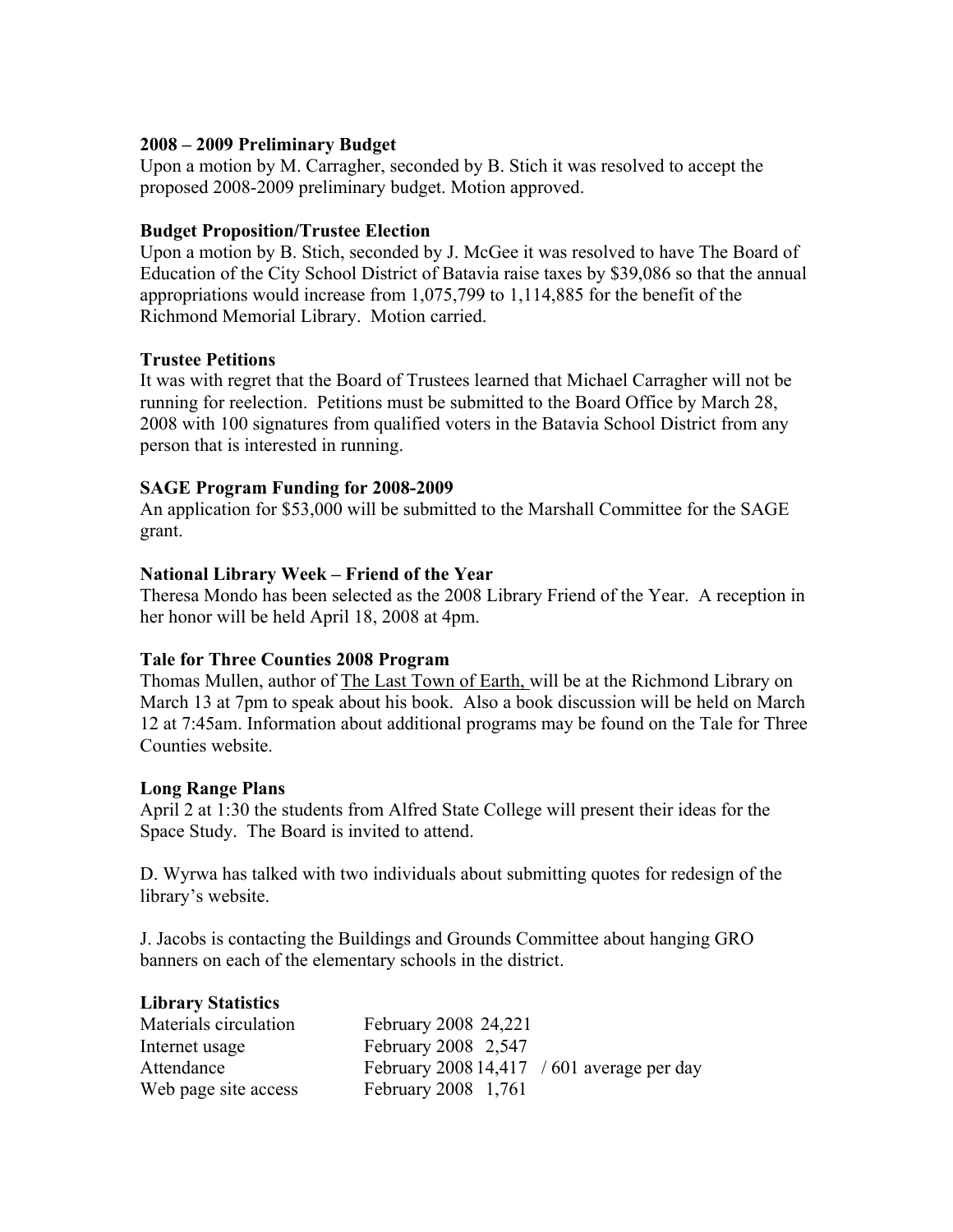**2008 – 2009 Preliminary Budget**
Upon a motion by M. Carragher, seconded by B. Stich it was resolved to accept the proposed 2008-2009 preliminary budget. Motion approved.

**Budget Proposition/Trustee Election**
Upon a motion by B. Stich, seconded by J. McGee it was resolved to have The Board of Education of the City School District of Batavia raise taxes by $39,086 so that the annual appropriations would increase from 1,075,799 to 1,114,885 for the benefit of the Richmond Memorial Library. Motion carried.

**Trustee Petitions**
It was with regret that the Board of Trustees learned that Michael Carragher will not be running for reelection. Petitions must be submitted to the Board Office by March 28, 2008 with 100 signatures from qualified voters in the Batavia School District from any person that is interested in running.

**SAGE Program Funding for 2008-2009**
An application for $53,000 will be submitted to the Marshall Committee for the SAGE grant.

**National Library Week – Friend of the Year**
Theresa Mondo has been selected as the 2008 Library Friend of the Year. A reception in her honor will be held April 18, 2008 at 4pm.

**Tale for Three Counties 2008 Program**
Thomas Mullen, author of The Last Town of Earth, will be at the Richmond Library on March 13 at 7pm to speak about his book. Also a book discussion will be held on March 12 at 7:45am. Information about additional programs may be found on the Tale for Three Counties website.

**Long Range Plans**
April 2 at 1:30 the students from Alfred State College will present their ideas for the Space Study. The Board is invited to attend.

D. Wyrwa has talked with two individuals about submitting quotes for redesign of the library's website.

J. Jacobs is contacting the Buildings and Grounds Committee about hanging GRO banners on each of the elementary schools in the district.

**Library Statistics**

| | |
|---|---|
| Materials circulation | February 2008 24,221 |
| Internet usage | February 2008 2,547 |
| Attendance | February 2008 14,417 / 601 average per day |
| Web page site access | February 2008 1,761 |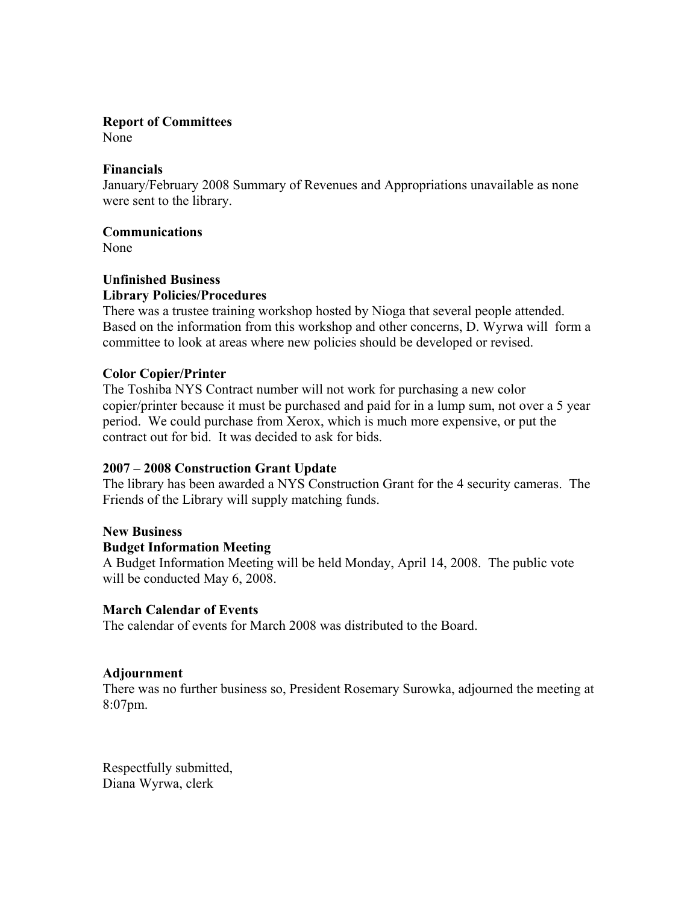**Report of Committees**
None

**Financials**
January/February 2008 Summary of Revenues and Appropriations unavailable as none were sent to the library.

**Communications**
None

**Unfinished Business**
**Library Policies/Procedures**
There was a trustee training workshop hosted by Nioga that several people attended. Based on the information from this workshop and other concerns, D. Wyrwa will form a committee to look at areas where new policies should be developed or revised.

**Color Copier/Printer**
The Toshiba NYS Contract number will not work for purchasing a new color copier/printer because it must be purchased and paid for in a lump sum, not over a 5 year period. We could purchase from Xerox, which is much more expensive, or put the contract out for bid. It was decided to ask for bids.

**2007 – 2008 Construction Grant Update**
The library has been awarded a NYS Construction Grant for the 4 security cameras. The Friends of the Library will supply matching funds.

**New Business**
**Budget Information Meeting**
A Budget Information Meeting will be held Monday, April 14, 2008. The public vote will be conducted May 6, 2008.

**March Calendar of Events**
The calendar of events for March 2008 was distributed to the Board.

**Adjournment**
There was no further business so, President Rosemary Surowka, adjourned the meeting at 8:07pm.

Respectfully submitted,
Diana Wyrwa, clerk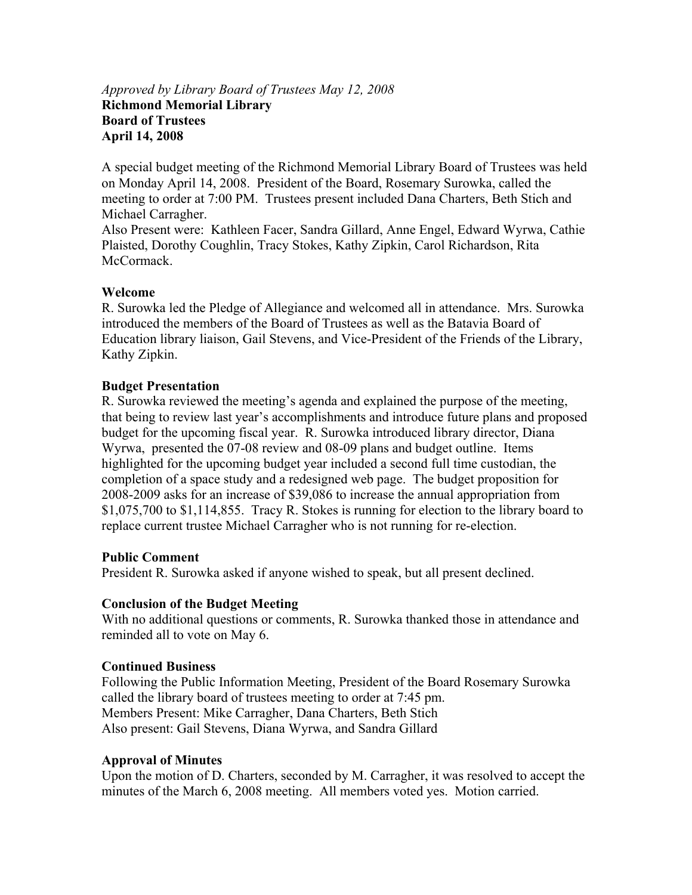*Approved by Library Board of Trustees May 12, 2008*

**Richmond Memorial Library**
**Board of Trustees**
**April 14, 2008**

A special budget meeting of the Richmond Memorial Library Board of Trustees was held on Monday April 14, 2008. President of the Board, Rosemary Surowka, called the meeting to order at 7:00 PM. Trustees present included Dana Charters, Beth Stich and Michael Carragher.
Also Present were: Kathleen Facer, Sandra Gillard, Anne Engel, Edward Wyrwa, Cathie Plaisted, Dorothy Coughlin, Tracy Stokes, Kathy Zipkin, Carol Richardson, Rita McCormack.

**Welcome**

R. Surowka led the Pledge of Allegiance and welcomed all in attendance. Mrs. Surowka introduced the members of the Board of Trustees as well as the Batavia Board of Education library liaison, Gail Stevens, and Vice-President of the Friends of the Library, Kathy Zipkin.

**Budget Presentation**

R. Surowka reviewed the meeting's agenda and explained the purpose of the meeting, that being to review last year's accomplishments and introduce future plans and proposed budget for the upcoming fiscal year. R. Surowka introduced library director, Diana Wyrwa, presented the 07-08 review and 08-09 plans and budget outline. Items highlighted for the upcoming budget year included a second full time custodian, the completion of a space study and a redesigned web page. The budget proposition for 2008-2009 asks for an increase of $39,086 to increase the annual appropriation from $1,075,700 to $1,114,855. Tracy R. Stokes is running for election to the library board to replace current trustee Michael Carragher who is not running for re-election.

**Public Comment**

President R. Surowka asked if anyone wished to speak, but all present declined.

**Conclusion of the Budget Meeting**

With no additional questions or comments, R. Surowka thanked those in attendance and reminded all to vote on May 6.

**Continued Business**

Following the Public Information Meeting, President of the Board Rosemary Surowka called the library board of trustees meeting to order at 7:45 pm.
Members Present: Mike Carragher, Dana Charters, Beth Stich
Also present: Gail Stevens, Diana Wyrwa, and Sandra Gillard

**Approval of Minutes**

Upon the motion of D. Charters, seconded by M. Carragher, it was resolved to accept the minutes of the March 6, 2008 meeting. All members voted yes. Motion carried.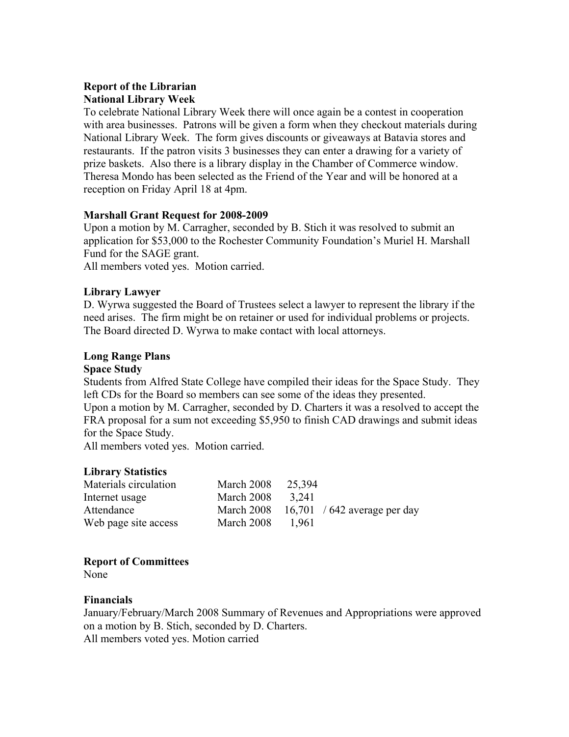**Report of the Librarian**
**National Library Week**

To celebrate National Library Week there will once again be a contest in cooperation with area businesses. Patrons will be given a form when they checkout materials during National Library Week. The form gives discounts or giveaways at Batavia stores and restaurants. If the patron visits 3 businesses they can enter a drawing for a variety of prize baskets. Also there is a library display in the Chamber of Commerce window. Theresa Mondo has been selected as the Friend of the Year and will be honored at a reception on Friday April 18 at 4pm.

**Marshall Grant Request for 2008-2009**

Upon a motion by M. Carragher, seconded by B. Stich it was resolved to submit an application for $53,000 to the Rochester Community Foundation's Muriel H. Marshall Fund for the SAGE grant.
All members voted yes. Motion carried.

**Library Lawyer**

D. Wyrwa suggested the Board of Trustees select a lawyer to represent the library if the need arises. The firm might be on retainer or used for individual problems or projects. The Board directed D. Wyrwa to make contact with local attorneys.

**Long Range Plans**
**Space Study**

Students from Alfred State College have compiled their ideas for the Space Study. They left CDs for the Board so members can see some of the ideas they presented.
Upon a motion by M. Carragher, seconded by D. Charters it was a resolved to accept the FRA proposal for a sum not exceeding $5,950 to finish CAD drawings and submit ideas for the Space Study.
All members voted yes. Motion carried.

**Library Statistics**

| | | | |
|---|---|---|---|
| Materials circulation | March 2008 | 25,394 | |
| Internet usage | March 2008 | 3,241 | |
| Attendance | March 2008 | 16,701 | / 642 average per day |
| Web page site access | March 2008 | 1,961 | |

**Report of Committees**

None

**Financials**

January/February/March 2008 Summary of Revenues and Appropriations were approved on a motion by B. Stich, seconded by D. Charters.
All members voted yes. Motion carried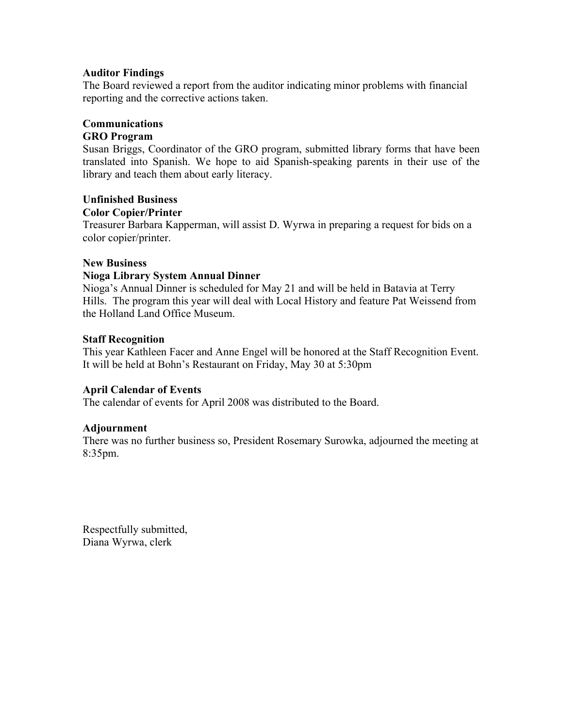**Auditor Findings**
The Board reviewed a report from the auditor indicating minor problems with financial reporting and the corrective actions taken.

**Communications**
**GRO Program**
Susan Briggs, Coordinator of the GRO program, submitted library forms that have been translated into Spanish. We hope to aid Spanish-speaking parents in their use of the library and teach them about early literacy.

**Unfinished Business**
**Color Copier/Printer**
Treasurer Barbara Kapperman, will assist D. Wyrwa in preparing a request for bids on a color copier/printer.

**New Business**
**Nioga Library System Annual Dinner**
Nioga's Annual Dinner is scheduled for May 21 and will be held in Batavia at Terry Hills. The program this year will deal with Local History and feature Pat Weissend from the Holland Land Office Museum.

**Staff Recognition**
This year Kathleen Facer and Anne Engel will be honored at the Staff Recognition Event. It will be held at Bohn's Restaurant on Friday, May 30 at 5:30pm

**April Calendar of Events**
The calendar of events for April 2008 was distributed to the Board.

**Adjournment**
There was no further business so, President Rosemary Surowka, adjourned the meeting at 8:35pm.

Respectfully submitted,
Diana Wyrwa, clerk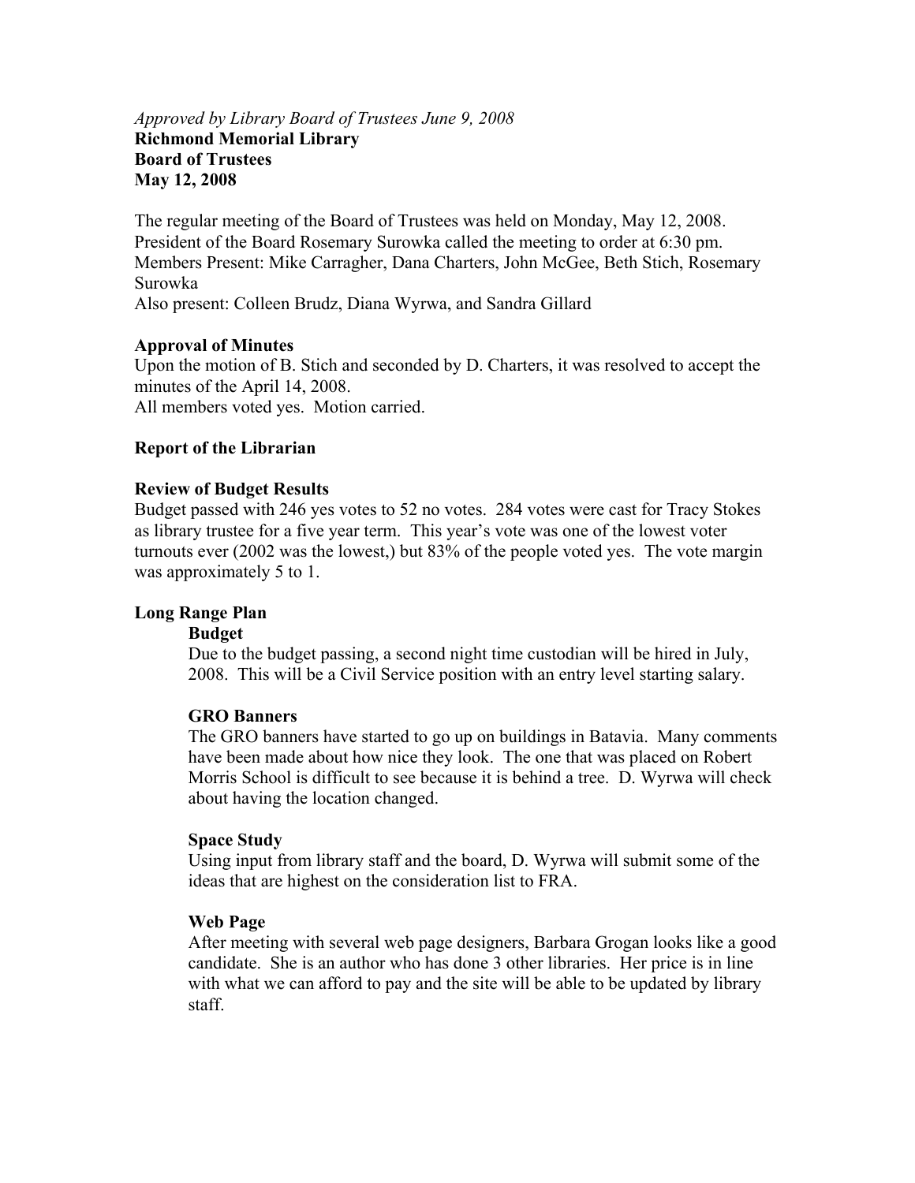*Approved by Library Board of Trustees June 9, 2008*

**Richmond Memorial Library**
**Board of Trustees**
**May 12, 2008**

The regular meeting of the Board of Trustees was held on Monday, May 12, 2008. President of the Board Rosemary Surowka called the meeting to order at 6:30 pm.
Members Present: Mike Carragher, Dana Charters, John McGee, Beth Stich, Rosemary Surowka
Also present: Colleen Brudz, Diana Wyrwa, and Sandra Gillard

**Approval of Minutes**

Upon the motion of B. Stich and seconded by D. Charters, it was resolved to accept the minutes of the April 14, 2008.
All members voted yes. Motion carried.

**Report of the Librarian**

**Review of Budget Results**

Budget passed with 246 yes votes to 52 no votes. 284 votes were cast for Tracy Stokes as library trustee for a five year term. This year's vote was one of the lowest voter turnouts ever (2002 was the lowest,) but 83% of the people voted yes. The vote margin was approximately 5 to 1.

**Long Range Plan**

**Budget**

Due to the budget passing, a second night time custodian will be hired in July, 2008. This will be a Civil Service position with an entry level starting salary.

**GRO Banners**

The GRO banners have started to go up on buildings in Batavia. Many comments have been made about how nice they look. The one that was placed on Robert Morris School is difficult to see because it is behind a tree. D. Wyrwa will check about having the location changed.

**Space Study**

Using input from library staff and the board, D. Wyrwa will submit some of the ideas that are highest on the consideration list to FRA.

**Web Page**

After meeting with several web page designers, Barbara Grogan looks like a good candidate. She is an author who has done 3 other libraries. Her price is in line with what we can afford to pay and the site will be able to be updated by library staff.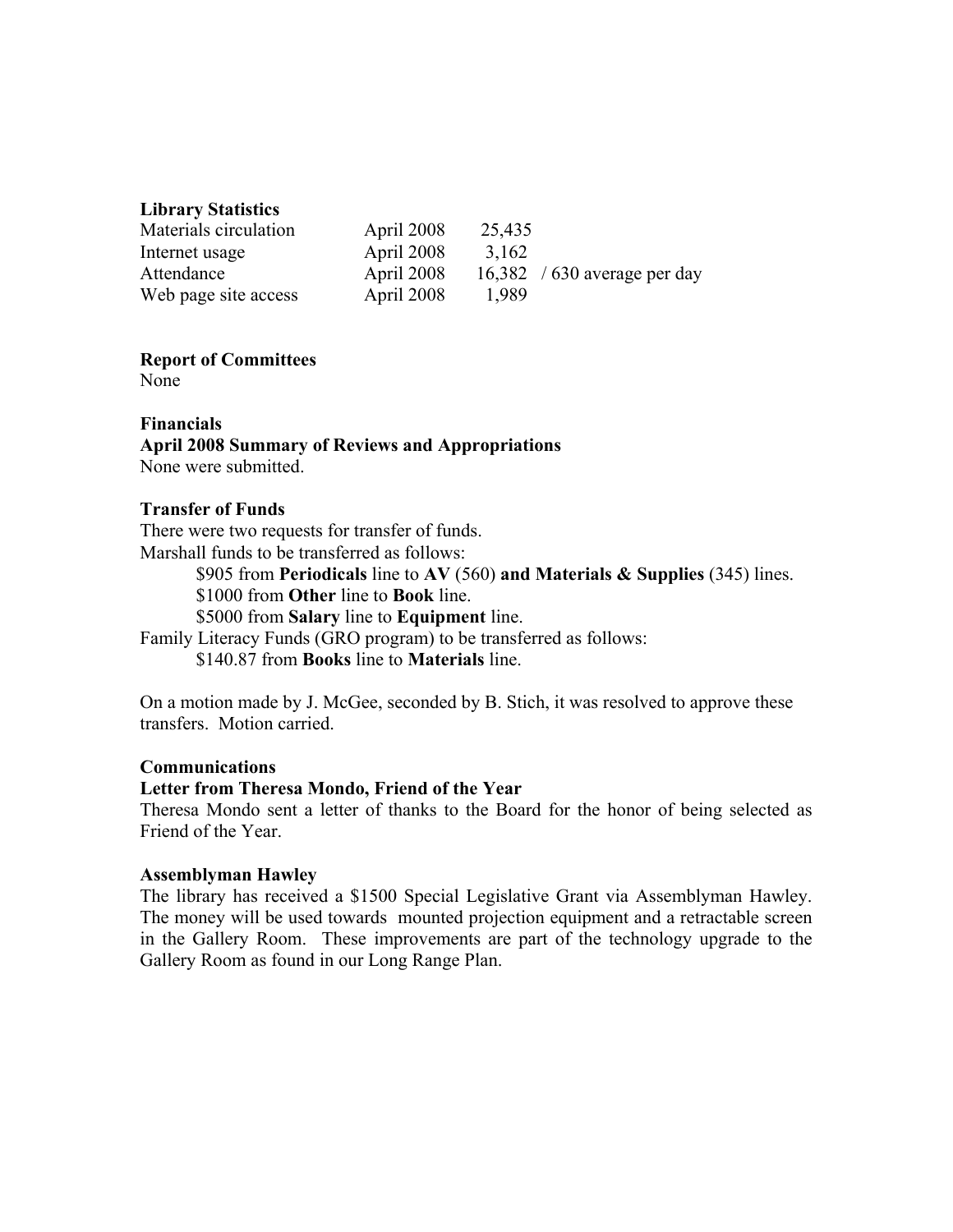**Library Statistics**

| | | | |
|---|---|---|---|
| Materials circulation | April 2008 | 25,435 | |
| Internet usage | April 2008 | 3,162 | |
| Attendance | April 2008 | 16,382 | / 630 average per day |
| Web page site access | April 2008 | 1,989 | |

**Report of Committees**
None

**Financials**
**April 2008 Summary of Reviews and Appropriations**
None were submitted.

**Transfer of Funds**
There were two requests for transfer of funds.
Marshall funds to be transferred as follows:

- $905 from **Periodicals** line to **AV** (560) **and Materials & Supplies** (345) lines.
- $1000 from **Other** line to **Book** line.
- $5000 from **Salary** line to **Equipment** line.

Family Literacy Funds (GRO program) to be transferred as follows:

- $140.87 from **Books** line to **Materials** line.

On a motion made by J. McGee, seconded by B. Stich, it was resolved to approve these transfers. Motion carried.

**Communications**
**Letter from Theresa Mondo, Friend of the Year**
Theresa Mondo sent a letter of thanks to the Board for the honor of being selected as Friend of the Year.

**Assemblyman Hawley**
The library has received a $1500 Special Legislative Grant via Assemblyman Hawley. The money will be used towards mounted projection equipment and a retractable screen in the Gallery Room. These improvements are part of the technology upgrade to the Gallery Room as found in our Long Range Plan.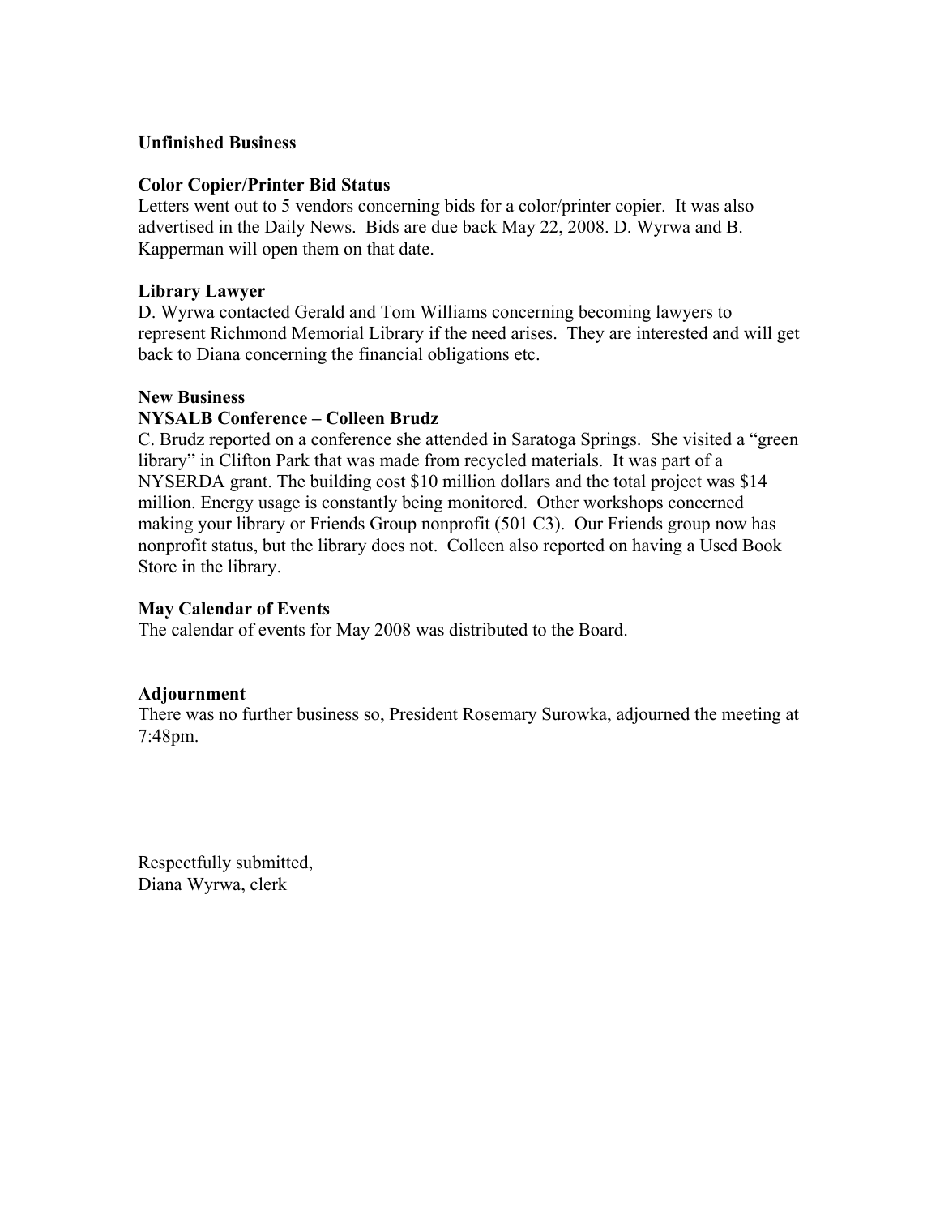**Unfinished Business**

**Color Copier/Printer Bid Status**
Letters went out to 5 vendors concerning bids for a color/printer copier. It was also advertised in the Daily News. Bids are due back May 22, 2008. D. Wyrwa and B. Kapperman will open them on that date.

**Library Lawyer**
D. Wyrwa contacted Gerald and Tom Williams concerning becoming lawyers to represent Richmond Memorial Library if the need arises. They are interested and will get back to Diana concerning the financial obligations etc.

**New Business**

**NYSALB Conference – Colleen Brudz**
C. Brudz reported on a conference she attended in Saratoga Springs. She visited a "green library" in Clifton Park that was made from recycled materials. It was part of a NYSERDA grant. The building cost $10 million dollars and the total project was $14 million. Energy usage is constantly being monitored. Other workshops concerned making your library or Friends Group nonprofit (501 C3). Our Friends group now has nonprofit status, but the library does not. Colleen also reported on having a Used Book Store in the library.

**May Calendar of Events**
The calendar of events for May 2008 was distributed to the Board.

**Adjournment**
There was no further business so, President Rosemary Surowka, adjourned the meeting at 7:48pm.

Respectfully submitted,
Diana Wyrwa, clerk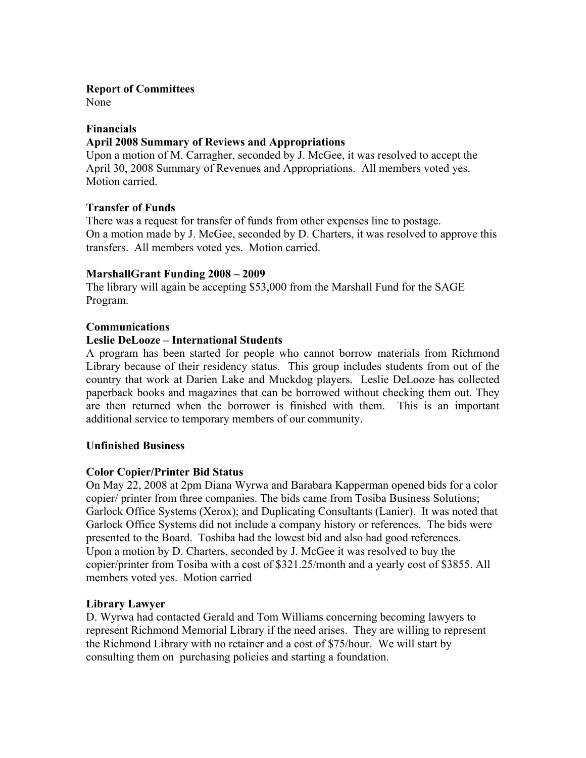**Report of Committees**
None

**Financials**
**April 2008 Summary of Reviews and Appropriations**
Upon a motion of M. Carragher, seconded by J. McGee, it was resolved to accept the April 30, 2008 Summary of Revenues and Appropriations. All members voted yes. Motion carried.

**Transfer of Funds**
There was a request for transfer of funds from other expenses line to postage.
On a motion made by J. McGee, seconded by D. Charters, it was resolved to approve this transfers. All members voted yes. Motion carried.

**MarshallGrant Funding 2008 – 2009**
The library will again be accepting $53,000 from the Marshall Fund for the SAGE Program.

**Communications**
**Leslie DeLooze – International Students**
A program has been started for people who cannot borrow materials from Richmond Library because of their residency status. This group includes students from out of the country that work at Darien Lake and Muckdog players. Leslie DeLooze has collected paperback books and magazines that can be borrowed without checking them out. They are then returned when the borrower is finished with them. This is an important additional service to temporary members of our community.

**Unfinished Business**

**Color Copier/Printer Bid Status**
On May 22, 2008 at 2pm Diana Wyrwa and Barabara Kapperman opened bids for a color copier/ printer from three companies. The bids came from Tosiba Business Solutions; Garlock Office Systems (Xerox); and Duplicating Consultants (Lanier). It was noted that Garlock Office Systems did not include a company history or references. The bids were presented to the Board. Toshiba had the lowest bid and also had good references.
Upon a motion by D. Charters, seconded by J. McGee it was resolved to buy the copier/printer from Tosiba with a cost of $321.25/month and a yearly cost of $3855. All members voted yes. Motion carried

**Library Lawyer**
D. Wyrwa had contacted Gerald and Tom Williams concerning becoming lawyers to represent Richmond Memorial Library if the need arises. They are willing to represent the Richmond Library with no retainer and a cost of $75/hour. We will start by consulting them on purchasing policies and starting a foundation.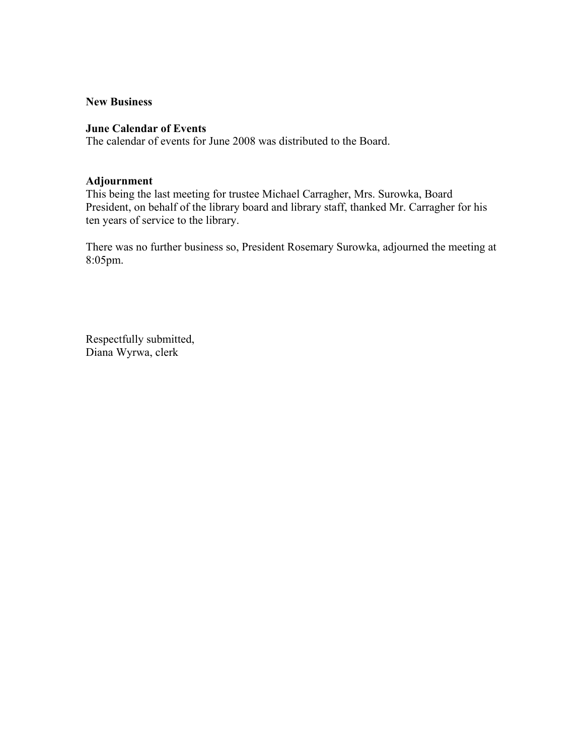**New Business**

**June Calendar of Events**
The calendar of events for June 2008 was distributed to the Board.

**Adjournment**
This being the last meeting for trustee Michael Carragher, Mrs. Surowka, Board President, on behalf of the library board and library staff, thanked Mr. Carragher for his ten years of service to the library.

There was no further business so, President Rosemary Surowka, adjourned the meeting at 8:05pm.

Respectfully submitted,
Diana Wyrwa, clerk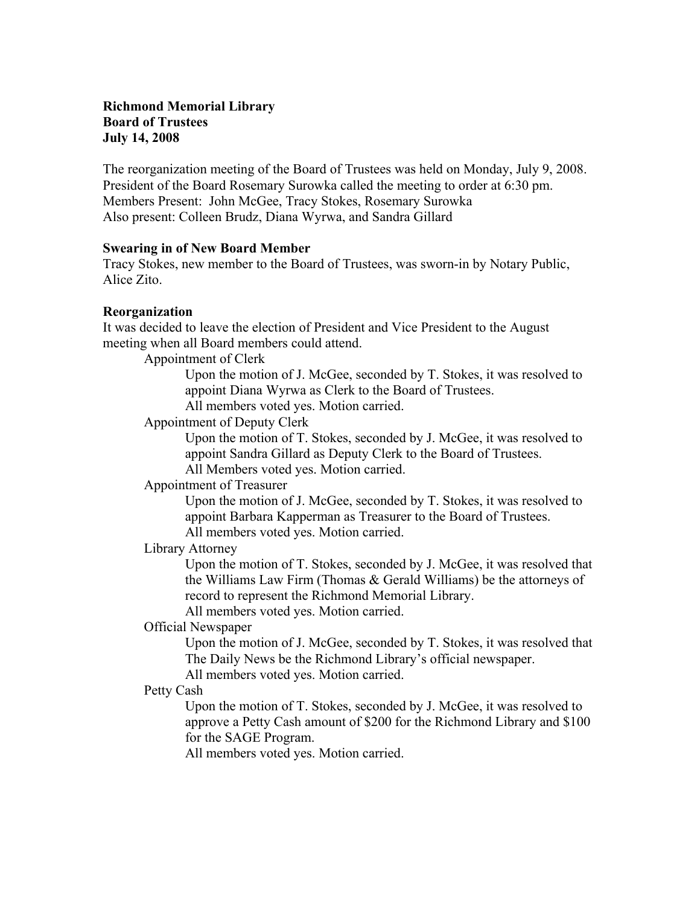**Richmond Memorial Library**
**Board of Trustees**
**July 14, 2008**

The reorganization meeting of the Board of Trustees was held on Monday, July 9, 2008. President of the Board Rosemary Surowka called the meeting to order at 6:30 pm. Members Present: John McGee, Tracy Stokes, Rosemary Surowka
Also present: Colleen Brudz, Diana Wyrwa, and Sandra Gillard

**Swearing in of New Board Member**
Tracy Stokes, new member to the Board of Trustees, was sworn-in by Notary Public, Alice Zito.

**Reorganization**
It was decided to leave the election of President and Vice President to the August meeting when all Board members could attend.

Appointment of Clerk

Upon the motion of J. McGee, seconded by T. Stokes, it was resolved to appoint Diana Wyrwa as Clerk to the Board of Trustees.
All members voted yes. Motion carried.

Appointment of Deputy Clerk

Upon the motion of T. Stokes, seconded by J. McGee, it was resolved to appoint Sandra Gillard as Deputy Clerk to the Board of Trustees.
All Members voted yes. Motion carried.

Appointment of Treasurer

Upon the motion of J. McGee, seconded by T. Stokes, it was resolved to appoint Barbara Kapperman as Treasurer to the Board of Trustees.
All members voted yes. Motion carried.

Library Attorney

Upon the motion of T. Stokes, seconded by J. McGee, it was resolved that the Williams Law Firm (Thomas & Gerald Williams) be the attorneys of record to represent the Richmond Memorial Library.
All members voted yes. Motion carried.

Official Newspaper

Upon the motion of J. McGee, seconded by T. Stokes, it was resolved that The Daily News be the Richmond Library's official newspaper.
All members voted yes. Motion carried.

Petty Cash

Upon the motion of T. Stokes, seconded by J. McGee, it was resolved to approve a Petty Cash amount of $200 for the Richmond Library and $100 for the SAGE Program.
All members voted yes. Motion carried.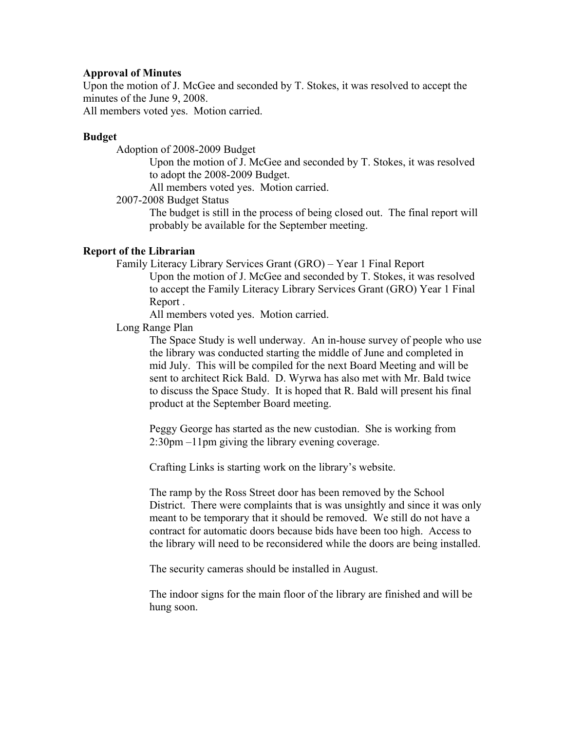**Approval of Minutes**

Upon the motion of J. McGee and seconded by T. Stokes, it was resolved to accept the minutes of the June 9, 2008.

All members voted yes. Motion carried.

**Budget**

Adoption of 2008-2009 Budget

Upon the motion of J. McGee and seconded by T. Stokes, it was resolved to adopt the 2008-2009 Budget.

All members voted yes. Motion carried.

2007-2008 Budget Status

The budget is still in the process of being closed out. The final report will probably be available for the September meeting.

**Report of the Librarian**

Family Literacy Library Services Grant (GRO) – Year 1 Final Report

Upon the motion of J. McGee and seconded by T. Stokes, it was resolved to accept the Family Literacy Library Services Grant (GRO) Year 1 Final Report .

All members voted yes. Motion carried.

Long Range Plan

The Space Study is well underway. An in-house survey of people who use the library was conducted starting the middle of June and completed in mid July. This will be compiled for the next Board Meeting and will be sent to architect Rick Bald. D. Wyrwa has also met with Mr. Bald twice to discuss the Space Study. It is hoped that R. Bald will present his final product at the September Board meeting.

Peggy George has started as the new custodian. She is working from 2:30pm –11pm giving the library evening coverage.

Crafting Links is starting work on the library's website.

The ramp by the Ross Street door has been removed by the School District. There were complaints that is was unsightly and since it was only meant to be temporary that it should be removed. We still do not have a contract for automatic doors because bids have been too high. Access to the library will need to be reconsidered while the doors are being installed.

The security cameras should be installed in August.

The indoor signs for the main floor of the library are finished and will be hung soon.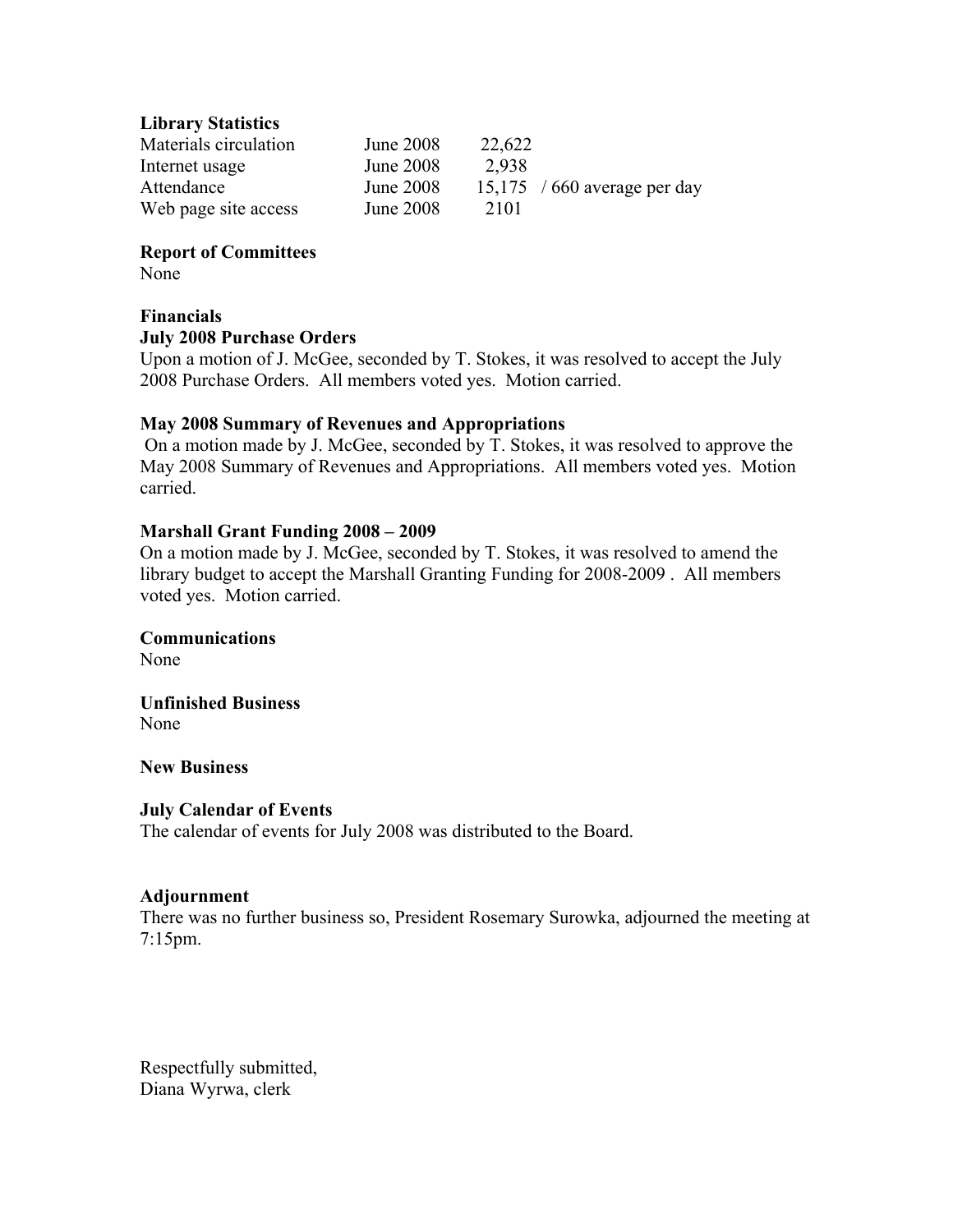**Library Statistics**

| | | |
|---|---|---|
| Materials circulation | June 2008 | 22,622 |
| Internet usage | June 2008 | 2,938 |
| Attendance | June 2008 | 15,175 / 660 average per day |
| Web page site access | June 2008 | 2101 |

**Report of Committees**
None

**Financials**

**July 2008 Purchase Orders**
Upon a motion of J. McGee, seconded by T. Stokes, it was resolved to accept the July 2008 Purchase Orders. All members voted yes. Motion carried.

**May 2008 Summary of Revenues and Appropriations**
On a motion made by J. McGee, seconded by T. Stokes, it was resolved to approve the May 2008 Summary of Revenues and Appropriations. All members voted yes. Motion carried.

**Marshall Grant Funding 2008 – 2009**
On a motion made by J. McGee, seconded by T. Stokes, it was resolved to amend the library budget to accept the Marshall Granting Funding for 2008-2009 . All members voted yes. Motion carried.

**Communications**
None

**Unfinished Business**
None

**New Business**

**July Calendar of Events**
The calendar of events for July 2008 was distributed to the Board.

**Adjournment**
There was no further business so, President Rosemary Surowka, adjourned the meeting at 7:15pm.

Respectfully submitted,
Diana Wyrwa, clerk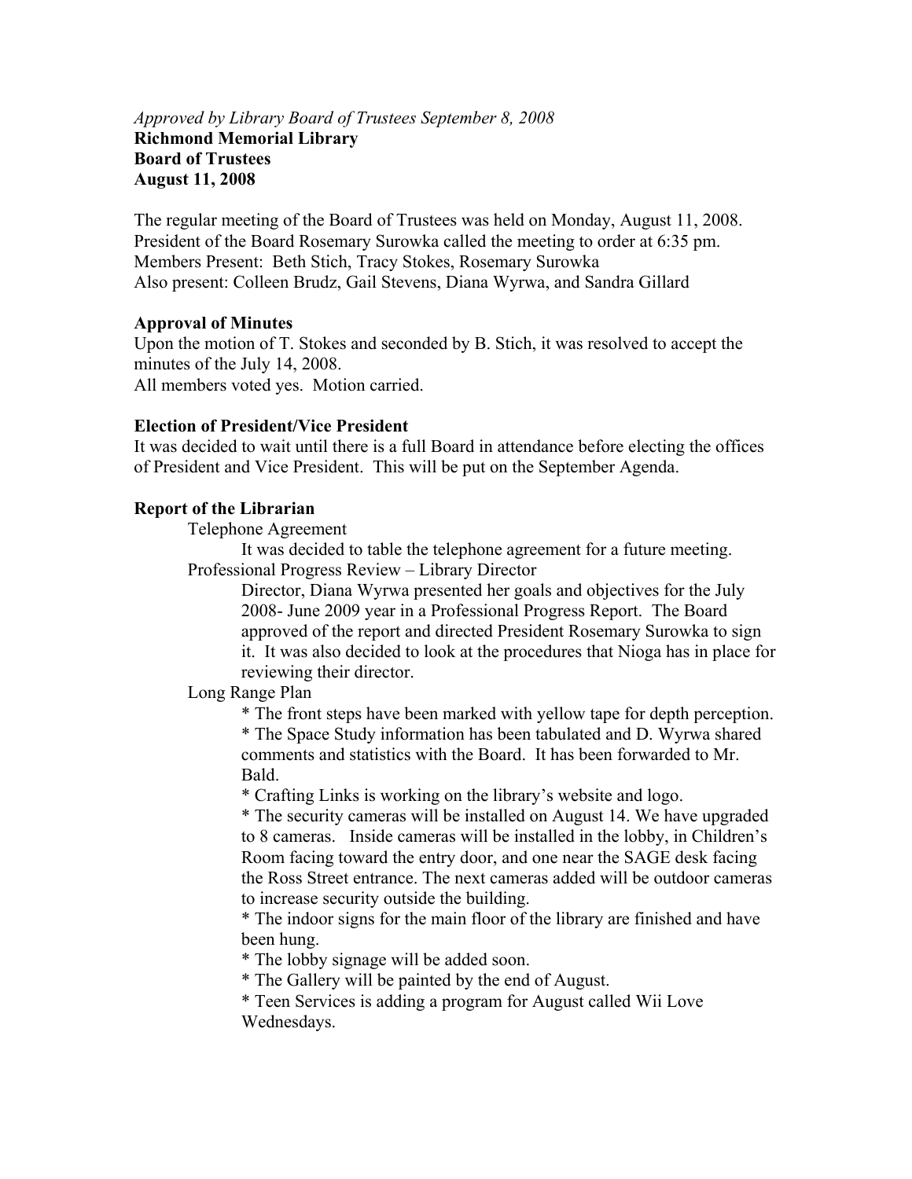*Approved by Library Board of Trustees September 8, 2008*
**Richmond Memorial Library**
**Board of Trustees**
**August 11, 2008**

The regular meeting of the Board of Trustees was held on Monday, August 11, 2008. President of the Board Rosemary Surowka called the meeting to order at 6:35 pm.
Members Present: Beth Stich, Tracy Stokes, Rosemary Surowka
Also present: Colleen Brudz, Gail Stevens, Diana Wyrwa, and Sandra Gillard

**Approval of Minutes**

Upon the motion of T. Stokes and seconded by B. Stich, it was resolved to accept the minutes of the July 14, 2008.
All members voted yes. Motion carried.

**Election of President/Vice President**

It was decided to wait until there is a full Board in attendance before electing the offices of President and Vice President. This will be put on the September Agenda.

**Report of the Librarian**

Telephone Agreement

It was decided to table the telephone agreement for a future meeting.

Professional Progress Review – Library Director

Director, Diana Wyrwa presented her goals and objectives for the July 2008- June 2009 year in a Professional Progress Report. The Board approved of the report and directed President Rosemary Surowka to sign it. It was also decided to look at the procedures that Nioga has in place for reviewing their director.

Long Range Plan

* The front steps have been marked with yellow tape for depth perception.
* The Space Study information has been tabulated and D. Wyrwa shared comments and statistics with the Board. It has been forwarded to Mr. Bald.
* Crafting Links is working on the library's website and logo.
* The security cameras will be installed on August 14. We have upgraded to 8 cameras. Inside cameras will be installed in the lobby, in Children's Room facing toward the entry door, and one near the SAGE desk facing the Ross Street entrance. The next cameras added will be outdoor cameras to increase security outside the building.
* The indoor signs for the main floor of the library are finished and have been hung.
* The lobby signage will be added soon.
* The Gallery will be painted by the end of August.
* Teen Services is adding a program for August called Wii Love Wednesdays.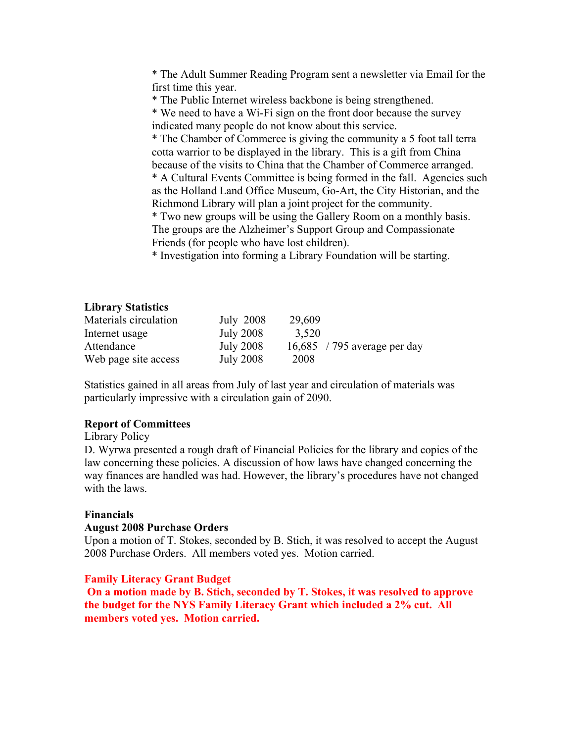* The Adult Summer Reading Program sent a newsletter via Email for the first time this year.
* The Public Internet wireless backbone is being strengthened.
* We need to have a Wi-Fi sign on the front door because the survey indicated many people do not know about this service.
* The Chamber of Commerce is giving the community a 5 foot tall terra cotta warrior to be displayed in the library. This is a gift from China because of the visits to China that the Chamber of Commerce arranged.
* A Cultural Events Committee is being formed in the fall. Agencies such as the Holland Land Office Museum, Go-Art, the City Historian, and the Richmond Library will plan a joint project for the community.
* Two new groups will be using the Gallery Room on a monthly basis. The groups are the Alzheimer's Support Group and Compassionate Friends (for people who have lost children).
* Investigation into forming a Library Foundation will be starting.

**Library Statistics**

| | | |
|---|---|---|
| Materials circulation | July 2008 | 29,609 |
| Internet usage | July 2008 | 3,520 |
| Attendance | July 2008 | 16,685 / 795 average per day |
| Web page site access | July 2008 | 2008 |

Statistics gained in all areas from July of last year and circulation of materials was particularly impressive with a circulation gain of 2090.

**Report of Committees**

Library Policy

D. Wyrwa presented a rough draft of Financial Policies for the library and copies of the law concerning these policies. A discussion of how laws have changed concerning the way finances are handled was had. However, the library's procedures have not changed with the laws.

**Financials**

**August 2008 Purchase Orders**

Upon a motion of T. Stokes, seconded by B. Stich, it was resolved to accept the August 2008 Purchase Orders. All members voted yes. Motion carried.

**Family Literacy Grant Budget**

**On a motion made by B. Stich, seconded by T. Stokes, it was resolved to approve the budget for the NYS Family Literacy Grant which included a 2% cut. All members voted yes. Motion carried.**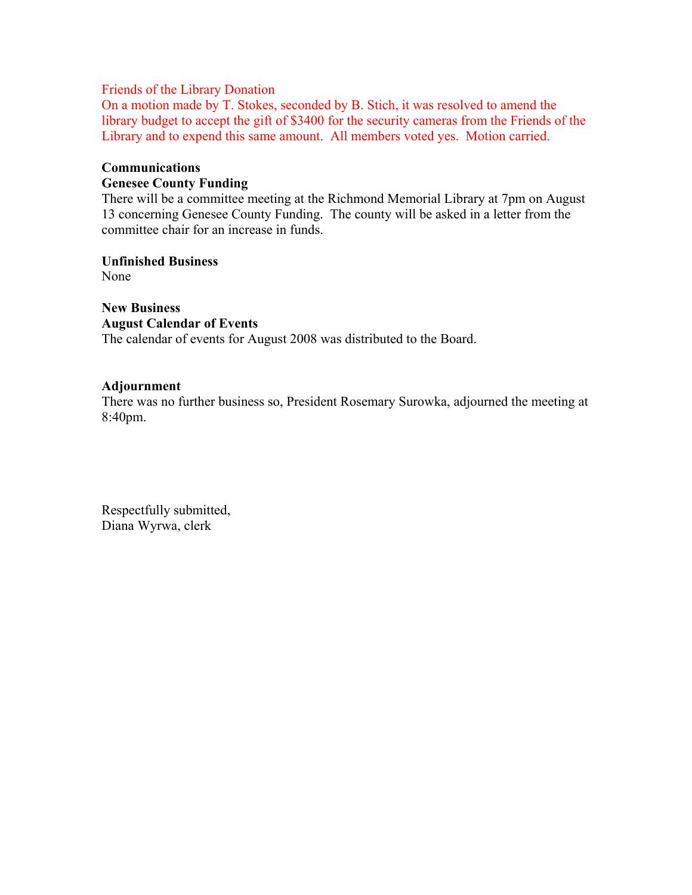Friends of the Library Donation
On a motion made by T. Stokes, seconded by B. Stich, it was resolved to amend the library budget to accept the gift of $3400 for the security cameras from the Friends of the Library and to expend this same amount. All members voted yes. Motion carried.

**Communications**
**Genesee County Funding**
There will be a committee meeting at the Richmond Memorial Library at 7pm on August 13 concerning Genesee County Funding. The county will be asked in a letter from the committee chair for an increase in funds.

**Unfinished Business**
None

**New Business**
**August Calendar of Events**
The calendar of events for August 2008 was distributed to the Board.

**Adjournment**
There was no further business so, President Rosemary Surowka, adjourned the meeting at 8:40pm.

Respectfully submitted,
Diana Wyrwa, clerk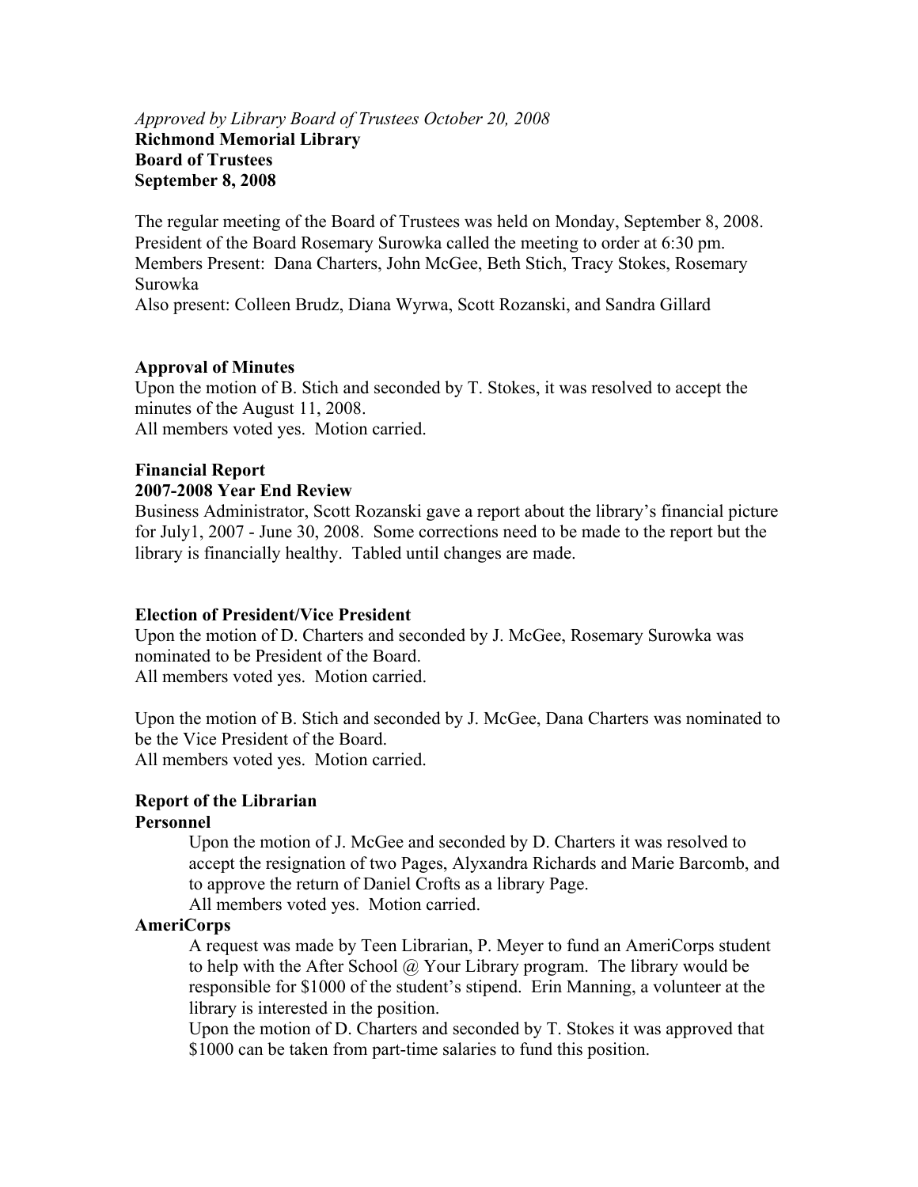*Approved by Library Board of Trustees October 20, 2008*

**Richmond Memorial Library**
**Board of Trustees**
**September 8, 2008**

The regular meeting of the Board of Trustees was held on Monday, September 8, 2008. President of the Board Rosemary Surowka called the meeting to order at 6:30 pm.
Members Present: Dana Charters, John McGee, Beth Stich, Tracy Stokes, Rosemary Surowka
Also present: Colleen Brudz, Diana Wyrwa, Scott Rozanski, and Sandra Gillard

**Approval of Minutes**

Upon the motion of B. Stich and seconded by T. Stokes, it was resolved to accept the minutes of the August 11, 2008.
All members voted yes. Motion carried.

**Financial Report**

**2007-2008 Year End Review**

Business Administrator, Scott Rozanski gave a report about the library's financial picture for July1, 2007 - June 30, 2008. Some corrections need to be made to the report but the library is financially healthy. Tabled until changes are made.

**Election of President/Vice President**

Upon the motion of D. Charters and seconded by J. McGee, Rosemary Surowka was nominated to be President of the Board.
All members voted yes. Motion carried.

Upon the motion of B. Stich and seconded by J. McGee, Dana Charters was nominated to be the Vice President of the Board.
All members voted yes. Motion carried.

**Report of the Librarian**

**Personnel**

Upon the motion of J. McGee and seconded by D. Charters it was resolved to accept the resignation of two Pages, Alyxandra Richards and Marie Barcomb, and to approve the return of Daniel Crofts as a library Page.
All members voted yes. Motion carried.

**AmeriCorps**

A request was made by Teen Librarian, P. Meyer to fund an AmeriCorps student to help with the After School @ Your Library program. The library would be responsible for $1000 of the student's stipend. Erin Manning, a volunteer at the library is interested in the position.
Upon the motion of D. Charters and seconded by T. Stokes it was approved that $1000 can be taken from part-time salaries to fund this position.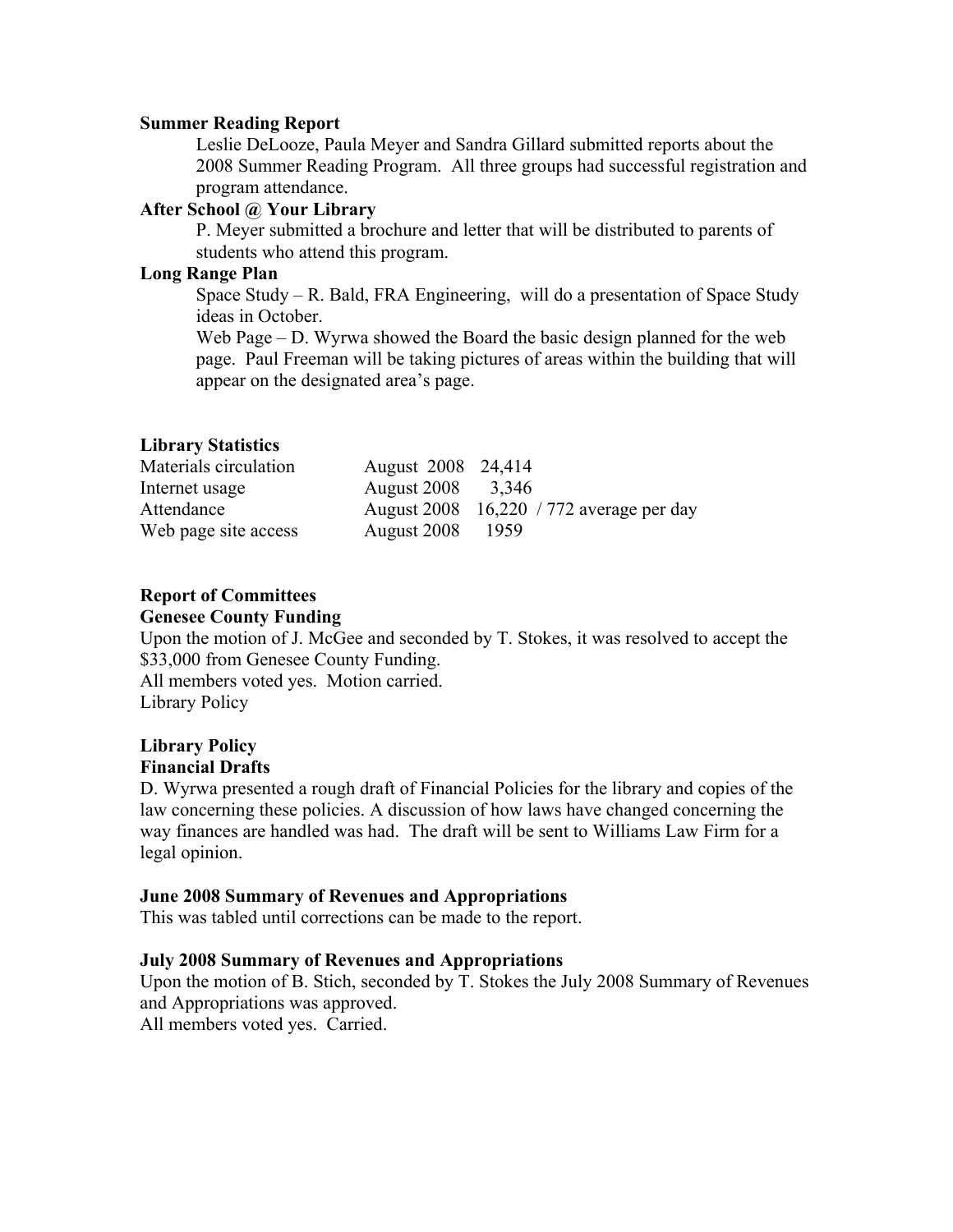**Summer Reading Report**

Leslie DeLooze, Paula Meyer and Sandra Gillard submitted reports about the 2008 Summer Reading Program. All three groups had successful registration and program attendance.

**After School @ Your Library**

P. Meyer submitted a brochure and letter that will be distributed to parents of students who attend this program.

**Long Range Plan**

Space Study – R. Bald, FRA Engineering, will do a presentation of Space Study ideas in October.

Web Page – D. Wyrwa showed the Board the basic design planned for the web page. Paul Freeman will be taking pictures of areas within the building that will appear on the designated area's page.

**Library Statistics**

| | | |
|---|---|---|
| Materials circulation | August 2008 | 24,414 |
| Internet usage | August 2008 | 3,346 |
| Attendance | August 2008 | 16,220 / 772 average per day |
| Web page site access | August 2008 | 1959 |

**Report of Committees**

**Genesee County Funding**

Upon the motion of J. McGee and seconded by T. Stokes, it was resolved to accept the $33,000 from Genesee County Funding.
All members voted yes. Motion carried.
Library Policy

**Library Policy**

**Financial Drafts**

D. Wyrwa presented a rough draft of Financial Policies for the library and copies of the law concerning these policies. A discussion of how laws have changed concerning the way finances are handled was had. The draft will be sent to Williams Law Firm for a legal opinion.

**June 2008 Summary of Revenues and Appropriations**

This was tabled until corrections can be made to the report.

**July 2008 Summary of Revenues and Appropriations**

Upon the motion of B. Stich, seconded by T. Stokes the July 2008 Summary of Revenues and Appropriations was approved.
All members voted yes. Carried.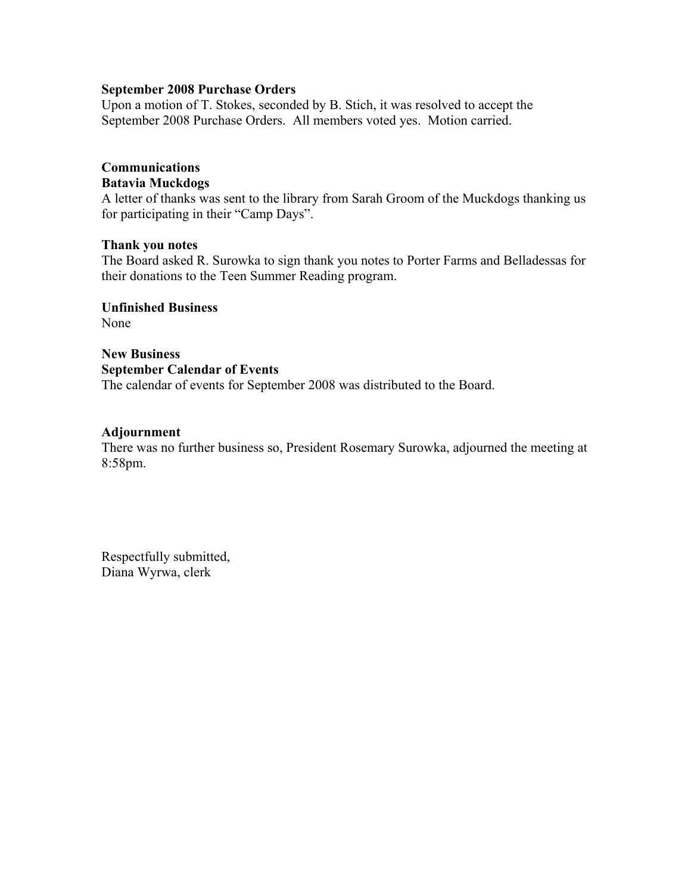**September 2008 Purchase Orders**
Upon a motion of T. Stokes, seconded by B. Stich, it was resolved to accept the September 2008 Purchase Orders. All members voted yes. Motion carried.

**Communications**
**Batavia Muckdogs**
A letter of thanks was sent to the library from Sarah Groom of the Muckdogs thanking us for participating in their "Camp Days".

**Thank you notes**
The Board asked R. Surowka to sign thank you notes to Porter Farms and Belladessas for their donations to the Teen Summer Reading program.

**Unfinished Business**
None

**New Business**
**September Calendar of Events**
The calendar of events for September 2008 was distributed to the Board.

**Adjournment**
There was no further business so, President Rosemary Surowka, adjourned the meeting at 8:58pm.

Respectfully submitted,
Diana Wyrwa, clerk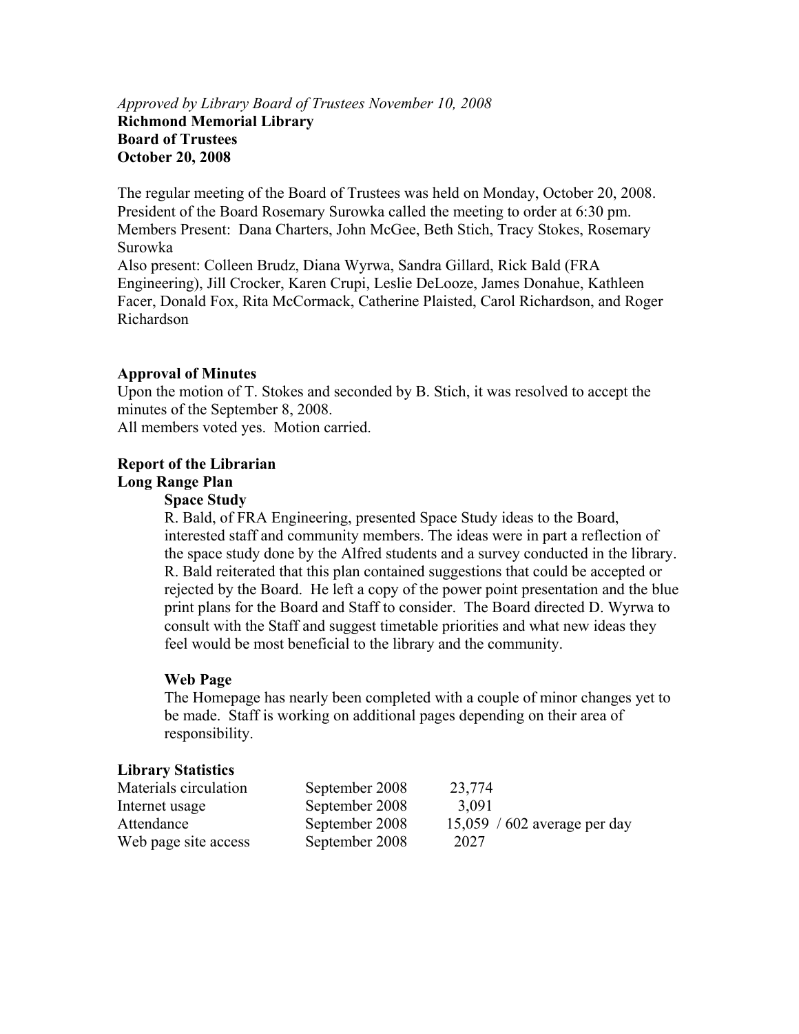*Approved by Library Board of Trustees November 10, 2008*
**Richmond Memorial Library**
**Board of Trustees**
**October 20, 2008**

The regular meeting of the Board of Trustees was held on Monday, October 20, 2008. President of the Board Rosemary Surowka called the meeting to order at 6:30 pm.
Members Present: Dana Charters, John McGee, Beth Stich, Tracy Stokes, Rosemary Surowka
Also present: Colleen Brudz, Diana Wyrwa, Sandra Gillard, Rick Bald (FRA Engineering), Jill Crocker, Karen Crupi, Leslie DeLooze, James Donahue, Kathleen Facer, Donald Fox, Rita McCormack, Catherine Plaisted, Carol Richardson, and Roger Richardson

**Approval of Minutes**
Upon the motion of T. Stokes and seconded by B. Stich, it was resolved to accept the minutes of the September 8, 2008.
All members voted yes. Motion carried.

**Report of the Librarian**
**Long Range Plan**

**Space Study**
R. Bald, of FRA Engineering, presented Space Study ideas to the Board, interested staff and community members. The ideas were in part a reflection of the space study done by the Alfred students and a survey conducted in the library. R. Bald reiterated that this plan contained suggestions that could be accepted or rejected by the Board. He left a copy of the power point presentation and the blue print plans for the Board and Staff to consider. The Board directed D. Wyrwa to consult with the Staff and suggest timetable priorities and what new ideas they feel would be most beneficial to the library and the community.

**Web Page**
The Homepage has nearly been completed with a couple of minor changes yet to be made. Staff is working on additional pages depending on their area of responsibility.

**Library Statistics**

| | | |
|---|---|---|
| Materials circulation | September 2008 | 23,774 |
| Internet usage | September 2008 | 3,091 |
| Attendance | September 2008 | 15,059 / 602 average per day |
| Web page site access | September 2008 | 2027 |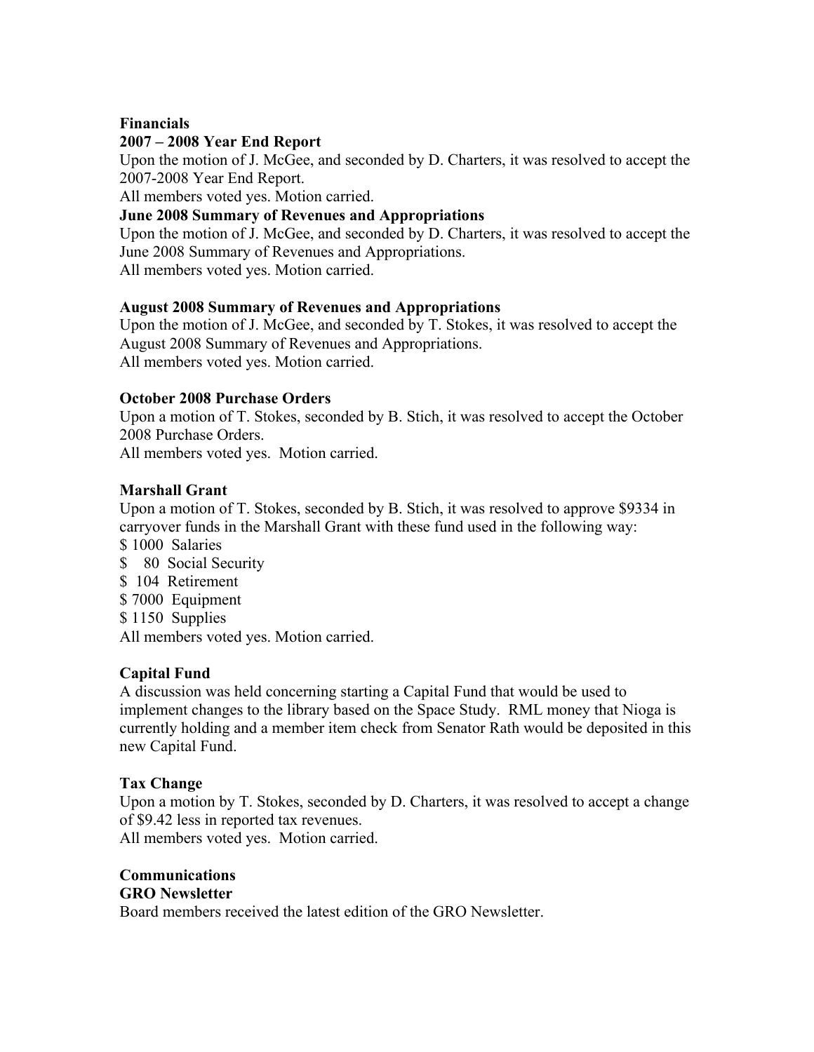**Financials**

**2007 – 2008 Year End Report**

Upon the motion of J. McGee, and seconded by D. Charters, it was resolved to accept the 2007-2008 Year End Report.
All members voted yes. Motion carried.

**June 2008 Summary of Revenues and Appropriations**

Upon the motion of J. McGee, and seconded by D. Charters, it was resolved to accept the June 2008 Summary of Revenues and Appropriations.
All members voted yes. Motion carried.

**August 2008 Summary of Revenues and Appropriations**

Upon the motion of J. McGee, and seconded by T. Stokes, it was resolved to accept the August 2008 Summary of Revenues and Appropriations.
All members voted yes. Motion carried.

**October 2008 Purchase Orders**

Upon a motion of T. Stokes, seconded by B. Stich, it was resolved to accept the October 2008 Purchase Orders.
All members voted yes. Motion carried.

**Marshall Grant**

Upon a motion of T. Stokes, seconded by B. Stich, it was resolved to approve $9334 in carryover funds in the Marshall Grant with these fund used in the following way:
$ 1000 Salaries
$ 80 Social Security
$ 104 Retirement
$ 7000 Equipment
$ 1150 Supplies
All members voted yes. Motion carried.

**Capital Fund**

A discussion was held concerning starting a Capital Fund that would be used to implement changes to the library based on the Space Study. RML money that Nioga is currently holding and a member item check from Senator Rath would be deposited in this new Capital Fund.

**Tax Change**

Upon a motion by T. Stokes, seconded by D. Charters, it was resolved to accept a change of $9.42 less in reported tax revenues.
All members voted yes. Motion carried.

**Communications**

**GRO Newsletter**

Board members received the latest edition of the GRO Newsletter.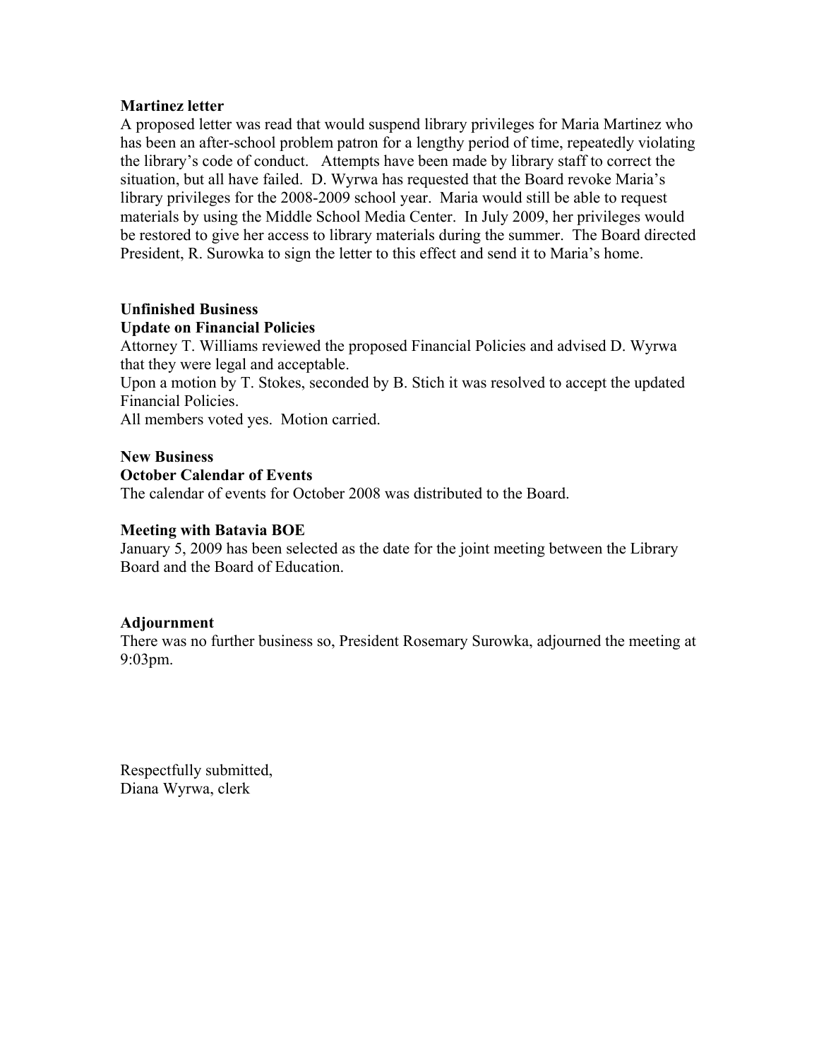**Martinez letter**

A proposed letter was read that would suspend library privileges for Maria Martinez who has been an after-school problem patron for a lengthy period of time, repeatedly violating the library's code of conduct. Attempts have been made by library staff to correct the situation, but all have failed. D. Wyrwa has requested that the Board revoke Maria's library privileges for the 2008-2009 school year. Maria would still be able to request materials by using the Middle School Media Center. In July 2009, her privileges would be restored to give her access to library materials during the summer. The Board directed President, R. Surowka to sign the letter to this effect and send it to Maria's home.

**Unfinished Business**

**Update on Financial Policies**

Attorney T. Williams reviewed the proposed Financial Policies and advised D. Wyrwa that they were legal and acceptable.

Upon a motion by T. Stokes, seconded by B. Stich it was resolved to accept the updated Financial Policies.

All members voted yes. Motion carried.

**New Business**

**October Calendar of Events**

The calendar of events for October 2008 was distributed to the Board.

**Meeting with Batavia BOE**

January 5, 2009 has been selected as the date for the joint meeting between the Library Board and the Board of Education.

**Adjournment**

There was no further business so, President Rosemary Surowka, adjourned the meeting at 9:03pm.

Respectfully submitted,
Diana Wyrwa, clerk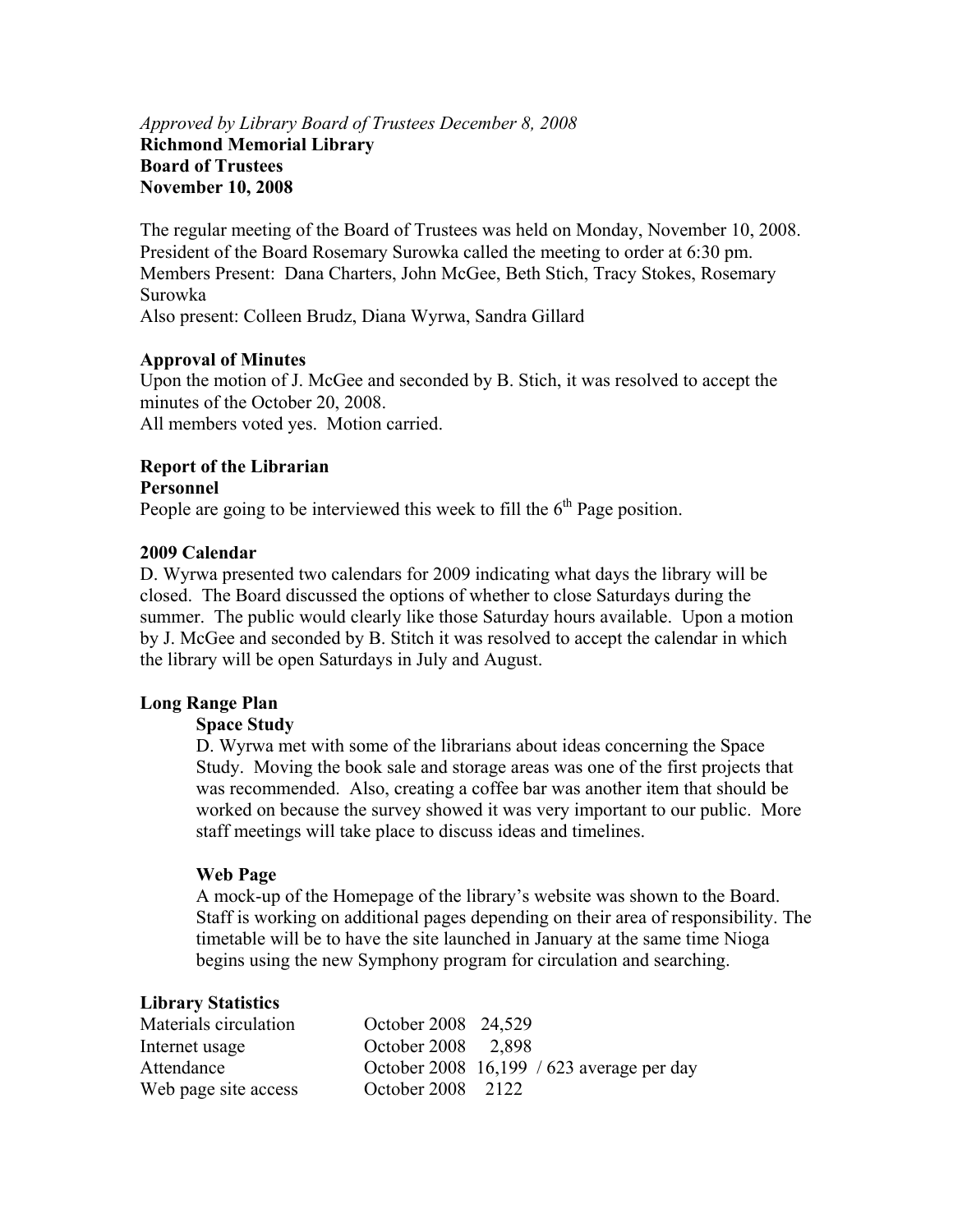*Approved by Library Board of Trustees December 8, 2008*

**Richmond Memorial Library**
**Board of Trustees**
**November 10, 2008**

The regular meeting of the Board of Trustees was held on Monday, November 10, 2008. President of the Board Rosemary Surowka called the meeting to order at 6:30 pm.
Members Present: Dana Charters, John McGee, Beth Stich, Tracy Stokes, Rosemary Surowka
Also present: Colleen Brudz, Diana Wyrwa, Sandra Gillard

**Approval of Minutes**

Upon the motion of J. McGee and seconded by B. Stich, it was resolved to accept the minutes of the October 20, 2008.
All members voted yes. Motion carried.

**Report of the Librarian**

**Personnel**

People are going to be interviewed this week to fill the 6th Page position.

**2009 Calendar**

D. Wyrwa presented two calendars for 2009 indicating what days the library will be closed. The Board discussed the options of whether to close Saturdays during the summer. The public would clearly like those Saturday hours available. Upon a motion by J. McGee and seconded by B. Stitch it was resolved to accept the calendar in which the library will be open Saturdays in July and August.

**Long Range Plan**

**Space Study**

D. Wyrwa met with some of the librarians about ideas concerning the Space Study. Moving the book sale and storage areas was one of the first projects that was recommended. Also, creating a coffee bar was another item that should be worked on because the survey showed it was very important to our public. More staff meetings will take place to discuss ideas and timelines.

**Web Page**

A mock-up of the Homepage of the library's website was shown to the Board. Staff is working on additional pages depending on their area of responsibility. The timetable will be to have the site launched in January at the same time Nioga begins using the new Symphony program for circulation and searching.

**Library Statistics**

| | | |
|---|---|---|
| Materials circulation | October 2008 | 24,529 |
| Internet usage | October 2008 | 2,898 |
| Attendance | October 2008 | 16,199 / 623 average per day |
| Web page site access | October 2008 | 2122 |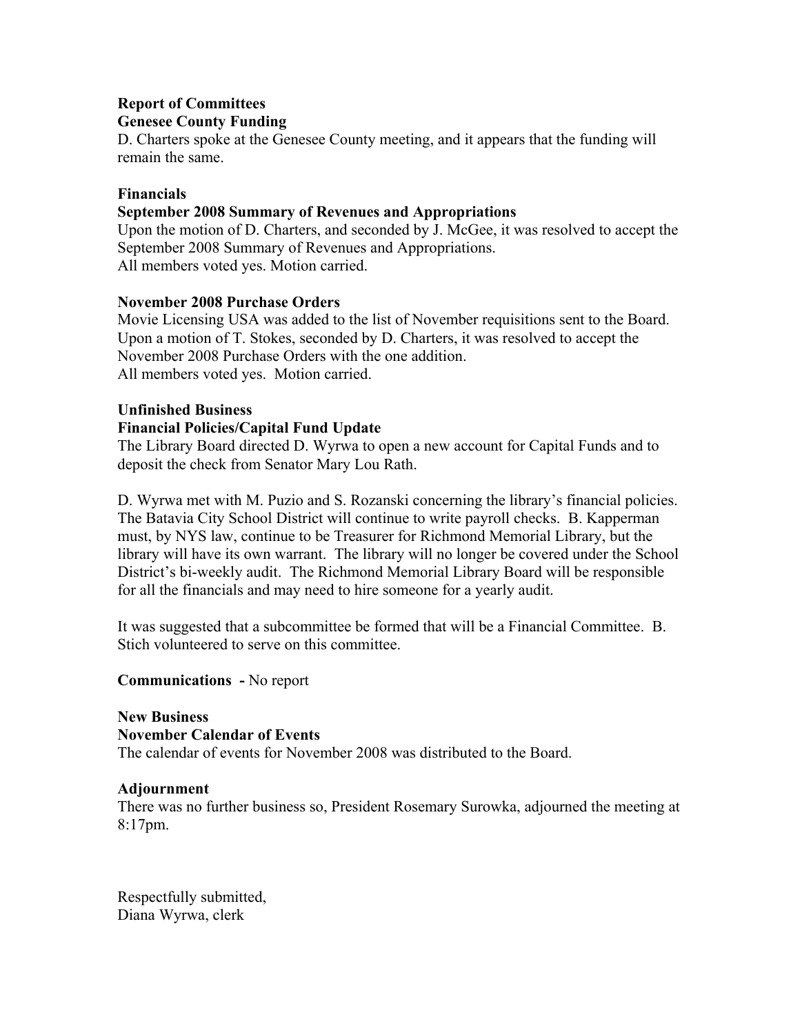**Report of Committees**
**Genesee County Funding**
D. Charters spoke at the Genesee County meeting, and it appears that the funding will remain the same.

**Financials**
**September 2008 Summary of Revenues and Appropriations**
Upon the motion of D. Charters, and seconded by J. McGee, it was resolved to accept the September 2008 Summary of Revenues and Appropriations.
All members voted yes. Motion carried.

**November 2008 Purchase Orders**
Movie Licensing USA was added to the list of November requisitions sent to the Board. Upon a motion of T. Stokes, seconded by D. Charters, it was resolved to accept the November 2008 Purchase Orders with the one addition.
All members voted yes. Motion carried.

**Unfinished Business**
**Financial Policies/Capital Fund Update**
The Library Board directed D. Wyrwa to open a new account for Capital Funds and to deposit the check from Senator Mary Lou Rath.

D. Wyrwa met with M. Puzio and S. Rozanski concerning the library's financial policies. The Batavia City School District will continue to write payroll checks. B. Kapperman must, by NYS law, continue to be Treasurer for Richmond Memorial Library, but the library will have its own warrant. The library will no longer be covered under the School District's bi-weekly audit. The Richmond Memorial Library Board will be responsible for all the financials and may need to hire someone for a yearly audit.

It was suggested that a subcommittee be formed that will be a Financial Committee. B. Stich volunteered to serve on this committee.

**Communications -** No report

**New Business**
**November Calendar of Events**
The calendar of events for November 2008 was distributed to the Board.

**Adjournment**
There was no further business so, President Rosemary Surowka, adjourned the meeting at 8:17pm.

Respectfully submitted,
Diana Wyrwa, clerk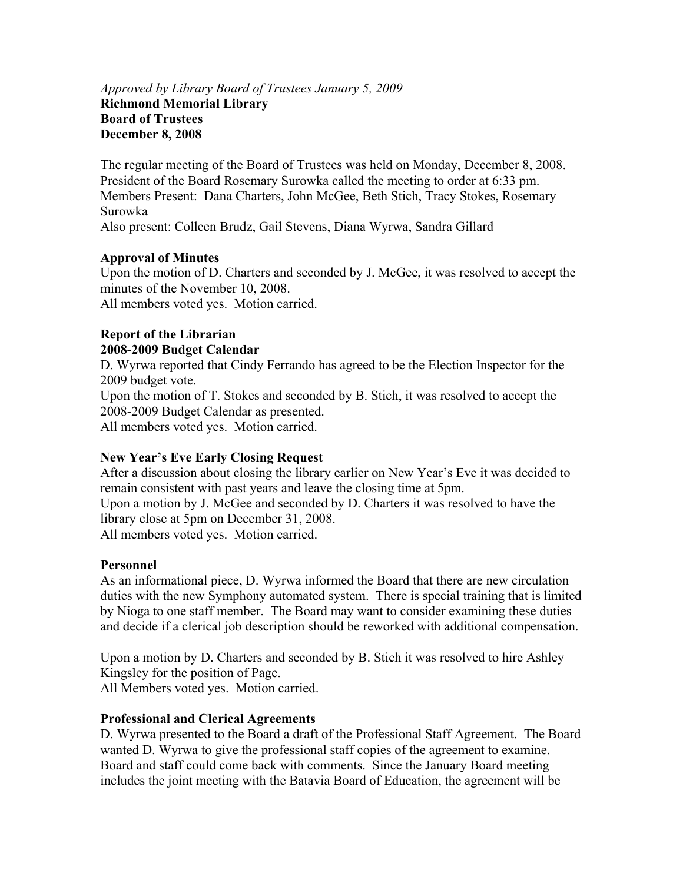*Approved by Library Board of Trustees January 5, 2009*

**Richmond Memorial Library**
**Board of Trustees**
**December 8, 2008**

The regular meeting of the Board of Trustees was held on Monday, December 8, 2008. President of the Board Rosemary Surowka called the meeting to order at 6:33 pm.
Members Present: Dana Charters, John McGee, Beth Stich, Tracy Stokes, Rosemary Surowka
Also present: Colleen Brudz, Gail Stevens, Diana Wyrwa, Sandra Gillard

**Approval of Minutes**

Upon the motion of D. Charters and seconded by J. McGee, it was resolved to accept the minutes of the November 10, 2008.
All members voted yes. Motion carried.

**Report of the Librarian**

**2008-2009 Budget Calendar**

D. Wyrwa reported that Cindy Ferrando has agreed to be the Election Inspector for the 2009 budget vote.
Upon the motion of T. Stokes and seconded by B. Stich, it was resolved to accept the 2008-2009 Budget Calendar as presented.
All members voted yes. Motion carried.

**New Year's Eve Early Closing Request**

After a discussion about closing the library earlier on New Year's Eve it was decided to remain consistent with past years and leave the closing time at 5pm.
Upon a motion by J. McGee and seconded by D. Charters it was resolved to have the library close at 5pm on December 31, 2008.
All members voted yes. Motion carried.

**Personnel**

As an informational piece, D. Wyrwa informed the Board that there are new circulation duties with the new Symphony automated system. There is special training that is limited by Nioga to one staff member. The Board may want to consider examining these duties and decide if a clerical job description should be reworked with additional compensation.

Upon a motion by D. Charters and seconded by B. Stich it was resolved to hire Ashley Kingsley for the position of Page.
All Members voted yes. Motion carried.

**Professional and Clerical Agreements**

D. Wyrwa presented to the Board a draft of the Professional Staff Agreement. The Board wanted D. Wyrwa to give the professional staff copies of the agreement to examine. Board and staff could come back with comments. Since the January Board meeting includes the joint meeting with the Batavia Board of Education, the agreement will be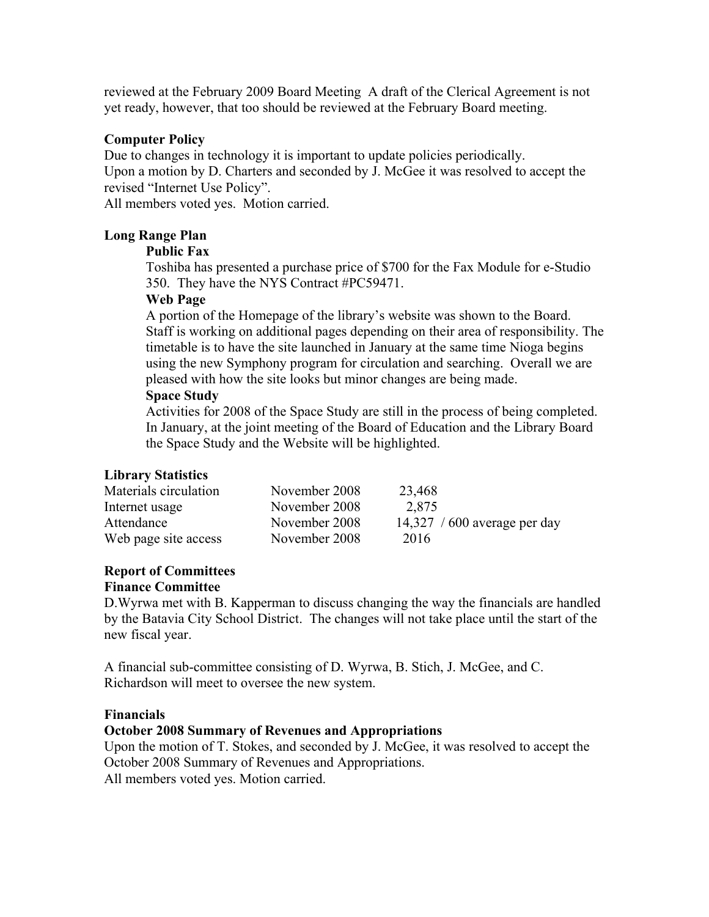reviewed at the February 2009 Board Meeting  A draft of the Clerical Agreement is not yet ready, however, that too should be reviewed at the February Board meeting.

**Computer Policy**

Due to changes in technology it is important to update policies periodically.
Upon a motion by D. Charters and seconded by J. McGee it was resolved to accept the revised "Internet Use Policy".
All members voted yes.  Motion carried.

**Long Range Plan**

**Public Fax**

Toshiba has presented a purchase price of $700 for the Fax Module for e-Studio 350.  They have the NYS Contract #PC59471.

**Web Page**

A portion of the Homepage of the library's website was shown to the Board. Staff is working on additional pages depending on their area of responsibility. The timetable is to have the site launched in January at the same time Nioga begins using the new Symphony program for circulation and searching.  Overall we are pleased with how the site looks but minor changes are being made.

**Space Study**

Activities for 2008 of the Space Study are still in the process of being completed. In January, at the joint meeting of the Board of Education and the Library Board the Space Study and the Website will be highlighted.

**Library Statistics**

| | | |
|---|---|---|
| Materials circulation | November 2008 | 23,468 |
| Internet usage | November 2008 | 2,875 |
| Attendance | November 2008 | 14,327  / 600 average per day |
| Web page site access | November 2008 | 2016 |

**Report of Committees**

**Finance Committee**

D.Wyrwa met with B. Kapperman to discuss changing the way the financials are handled by the Batavia City School District.  The changes will not take place until the start of the new fiscal year.

A financial sub-committee consisting of D. Wyrwa, B. Stich, J. McGee, and C. Richardson will meet to oversee the new system.

**Financials**

**October 2008 Summary of Revenues and Appropriations**

Upon the motion of T. Stokes, and seconded by J. McGee, it was resolved to accept the October 2008 Summary of Revenues and Appropriations.
All members voted yes. Motion carried.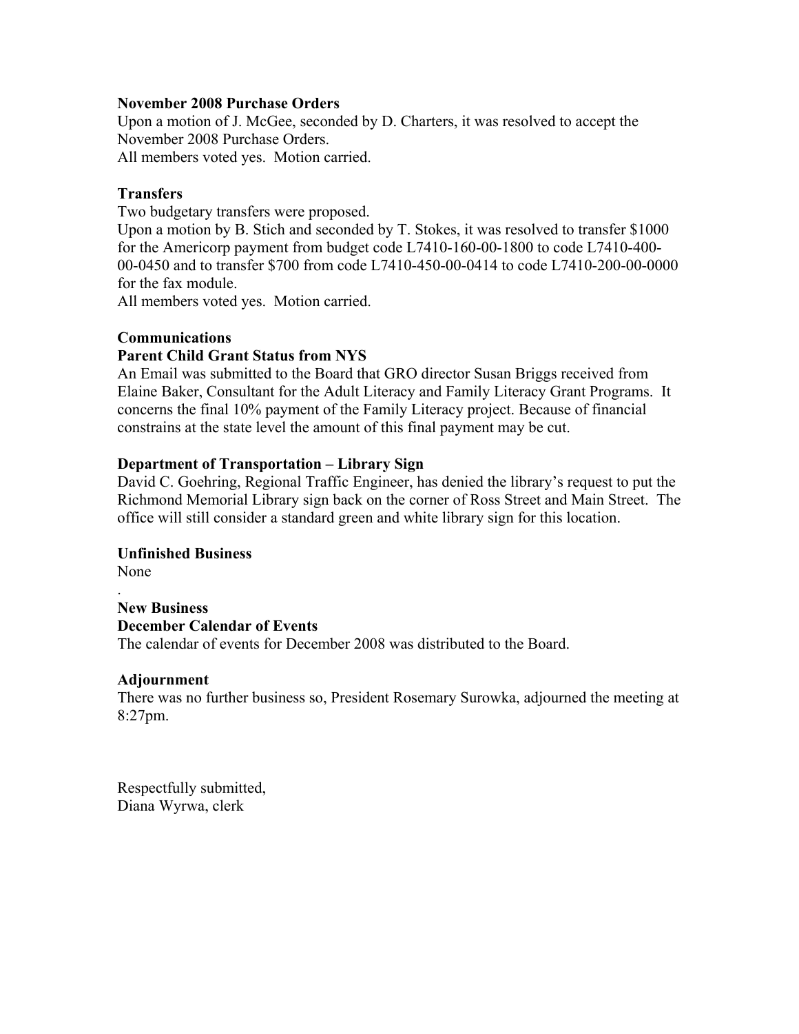**November 2008 Purchase Orders**

Upon a motion of J. McGee, seconded by D. Charters, it was resolved to accept the November 2008 Purchase Orders.
All members voted yes. Motion carried.

**Transfers**

Two budgetary transfers were proposed.
Upon a motion by B. Stich and seconded by T. Stokes, it was resolved to transfer $1000 for the Americorp payment from budget code L7410-160-00-1800 to code L7410-400-00-0450 and to transfer $700 from code L7410-450-00-0414 to code L7410-200-00-0000 for the fax module.
All members voted yes. Motion carried.

**Communications**

**Parent Child Grant Status from NYS**

An Email was submitted to the Board that GRO director Susan Briggs received from Elaine Baker, Consultant for the Adult Literacy and Family Literacy Grant Programs. It concerns the final 10% payment of the Family Literacy project. Because of financial constrains at the state level the amount of this final payment may be cut.

**Department of Transportation – Library Sign**

David C. Goehring, Regional Traffic Engineer, has denied the library's request to put the Richmond Memorial Library sign back on the corner of Ross Street and Main Street. The office will still consider a standard green and white library sign for this location.

**Unfinished Business**

None

.

**New Business**

**December Calendar of Events**

The calendar of events for December 2008 was distributed to the Board.

**Adjournment**

There was no further business so, President Rosemary Surowka, adjourned the meeting at 8:27pm.

Respectfully submitted,
Diana Wyrwa, clerk